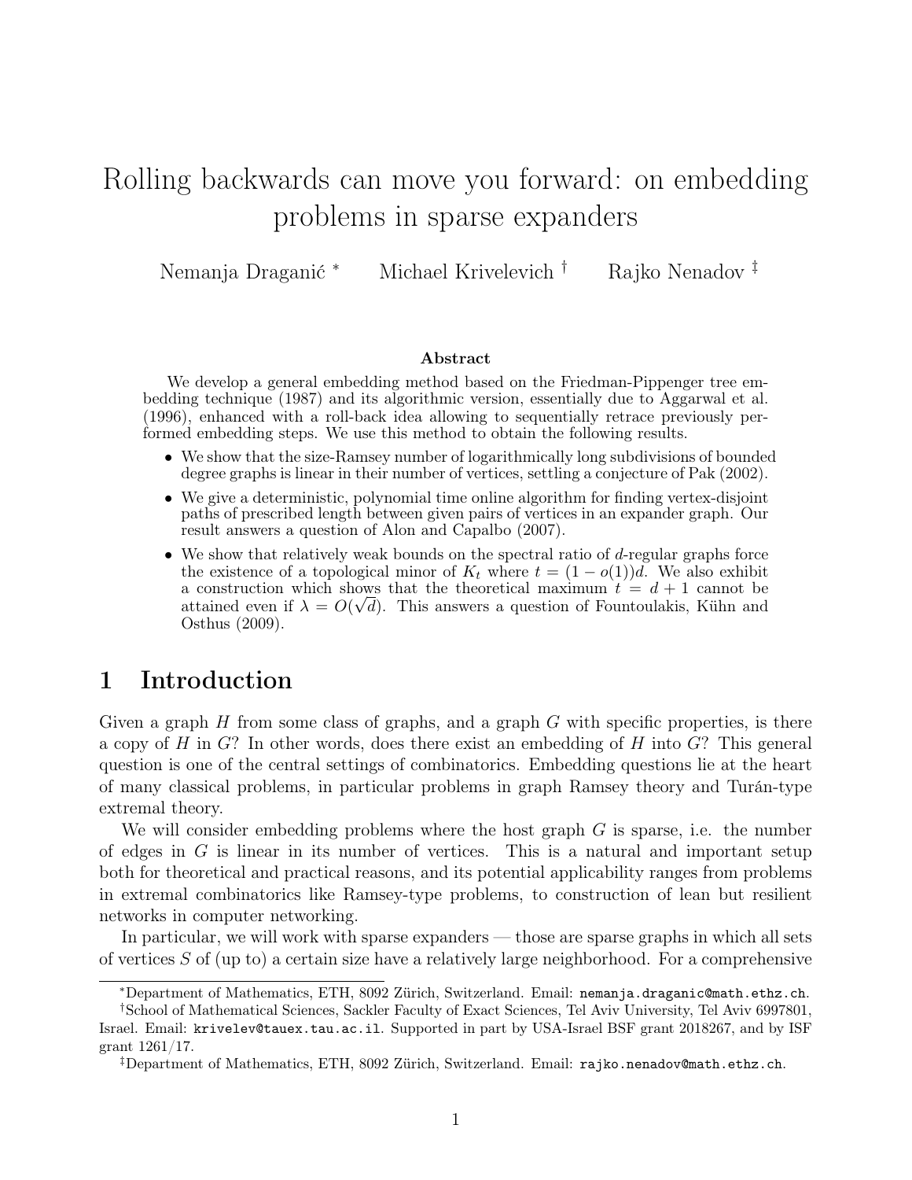# Rolling backwards can move you forward: on embedding problems in sparse expanders

Nemanja Draganić [*] Michael Krivelevich [†] Rajko Nenadov [‡]

### Abstract

We develop a general embedding method based on the Friedman-Pippenger tree embedding technique (1987) and its algorithmic version, essentially due to Aggarwal et al. (1996), enhanced with a roll-back idea allowing to sequentially retrace previously performed embedding steps. We use this method to obtain the following results.

- We show that the size-Ramsey number of logarithmically long subdivisions of bounded degree graphs is linear in their number of vertices, settling a conjecture of Pak (2002).
- We give a deterministic, polynomial time online algorithm for finding vertex-disjoint paths of prescribed length between given pairs of vertices in an expander graph. Our result answers a question of Alon and Capalbo (2007).
- We show that relatively weak bounds on the spectral ratio of $d$-regular graphs force the existence of a topological minor of $K_t$ where $t = (1 - o(1))d$. We also exhibit a construction which shows that the theoretical maximum $t = d + 1$ cannot be attained even if $\lambda = O(\sqrt{d})$. This answers a question of Fountoulakis, Kühn and Osthus (2009).

## 1 Introduction

Given a graph $H$ from some class of graphs, and a graph $G$ with specific properties, is there a copy of $H$ in $G$? In other words, does there exist an embedding of $H$ into $G$? This general question is one of the central settings of combinatorics. Embedding questions lie at the heart of many classical problems, in particular problems in graph Ramsey theory and Turán-type extremal theory.

We will consider embedding problems where the host graph $G$ is sparse, i.e. the number of edges in $G$ is linear in its number of vertices. This is a natural and important setup both for theoretical and practical reasons, and its potential applicability ranges from problems in extremal combinatorics like Ramsey-type problems, to construction of lean but resilient networks in computer networking.

In particular, we will work with sparse expanders — those are sparse graphs in which all sets of vertices $S$ of (up to) a certain size have a relatively large neighborhood. For a comprehensive

---

[*] Department of Mathematics, ETH, 8092 Zürich, Switzerland. Email: nemanja.draganic@math.ethz.ch.

[†] School of Mathematical Sciences, Sackler Faculty of Exact Sciences, Tel Aviv University, Tel Aviv 6997801, Israel. Email: krivelev@tauex.tau.ac.il. Supported in part by USA-Israel BSF grant 2018267, and by ISF grant 1261/17.

[‡] Department of Mathematics, ETH, 8092 Zürich, Switzerland. Email: rajko.nenadov@math.ethz.ch.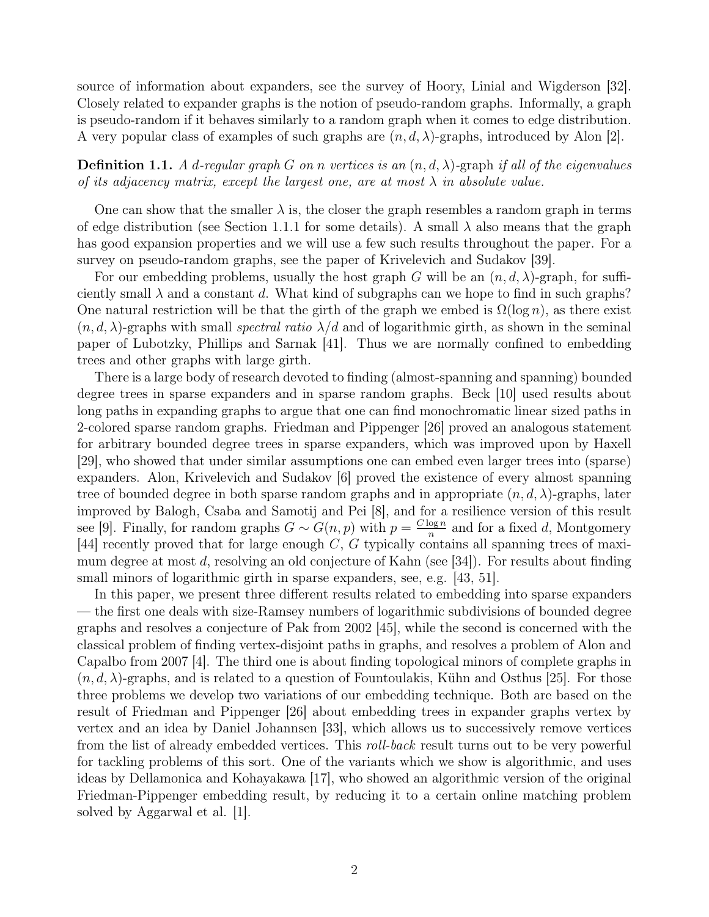source of information about expanders, see the survey of Hoory, Linial and Wigderson [32]. Closely related to expander graphs is the notion of pseudo-random graphs. Informally, a graph is pseudo-random if it behaves similarly to a random graph when it comes to edge distribution. A very popular class of examples of such graphs are $(n, d, \lambda)$-graphs, introduced by Alon [2].

**Definition 1.1.** *A $d$-regular graph $G$ on $n$ vertices is an* $(n, d, \lambda)$-graph *if all of the eigenvalues of its adjacency matrix, except the largest one, are at most $\lambda$ in absolute value.*

One can show that the smaller $\lambda$ is, the closer the graph resembles a random graph in terms of edge distribution (see Section 1.1.1 for some details). A small $\lambda$ also means that the graph has good expansion properties and we will use a few such results throughout the paper. For a survey on pseudo-random graphs, see the paper of Krivelevich and Sudakov [39].

For our embedding problems, usually the host graph $G$ will be an $(n, d, \lambda)$-graph, for sufficiently small $\lambda$ and a constant $d$. What kind of subgraphs can we hope to find in such graphs? One natural restriction will be that the girth of the graph we embed is $\Omega(\log n)$, as there exist $(n, d, \lambda)$-graphs with small *spectral ratio* $\lambda/d$ and of logarithmic girth, as shown in the seminal paper of Lubotzky, Phillips and Sarnak [41]. Thus we are normally confined to embedding trees and other graphs with large girth.

There is a large body of research devoted to finding (almost-spanning and spanning) bounded degree trees in sparse expanders and in sparse random graphs. Beck [10] used results about long paths in expanding graphs to argue that one can find monochromatic linear sized paths in 2-colored sparse random graphs. Friedman and Pippenger [26] proved an analogous statement for arbitrary bounded degree trees in sparse expanders, which was improved upon by Haxell [29], who showed that under similar assumptions one can embed even larger trees into (sparse) expanders. Alon, Krivelevich and Sudakov [6] proved the existence of every almost spanning tree of bounded degree in both sparse random graphs and in appropriate $(n, d, \lambda)$-graphs, later improved by Balogh, Csaba and Samotij and Pei [8], and for a resilience version of this result see [9]. Finally, for random graphs $G \sim G(n, p)$ with $p = \frac{C \log n}{n}$ and for a fixed $d$, Montgomery [44] recently proved that for large enough $C$, $G$ typically contains all spanning trees of maximum degree at most $d$, resolving an old conjecture of Kahn (see [34]). For results about finding small minors of logarithmic girth in sparse expanders, see, e.g. [43, 51].

In this paper, we present three different results related to embedding into sparse expanders — the first one deals with size-Ramsey numbers of logarithmic subdivisions of bounded degree graphs and resolves a conjecture of Pak from 2002 [45], while the second is concerned with the classical problem of finding vertex-disjoint paths in graphs, and resolves a problem of Alon and Capalbo from 2007 [4]. The third one is about finding topological minors of complete graphs in $(n, d, \lambda)$-graphs, and is related to a question of Fountoulakis, Kühn and Osthus [25]. For those three problems we develop two variations of our embedding technique. Both are based on the result of Friedman and Pippenger [26] about embedding trees in expander graphs vertex by vertex and an idea by Daniel Johannsen [33], which allows us to successively remove vertices from the list of already embedded vertices. This *roll-back* result turns out to be very powerful for tackling problems of this sort. One of the variants which we show is algorithmic, and uses ideas by Dellamonica and Kohayakawa [17], who showed an algorithmic version of the original Friedman-Pippenger embedding result, by reducing it to a certain online matching problem solved by Aggarwal et al. [1].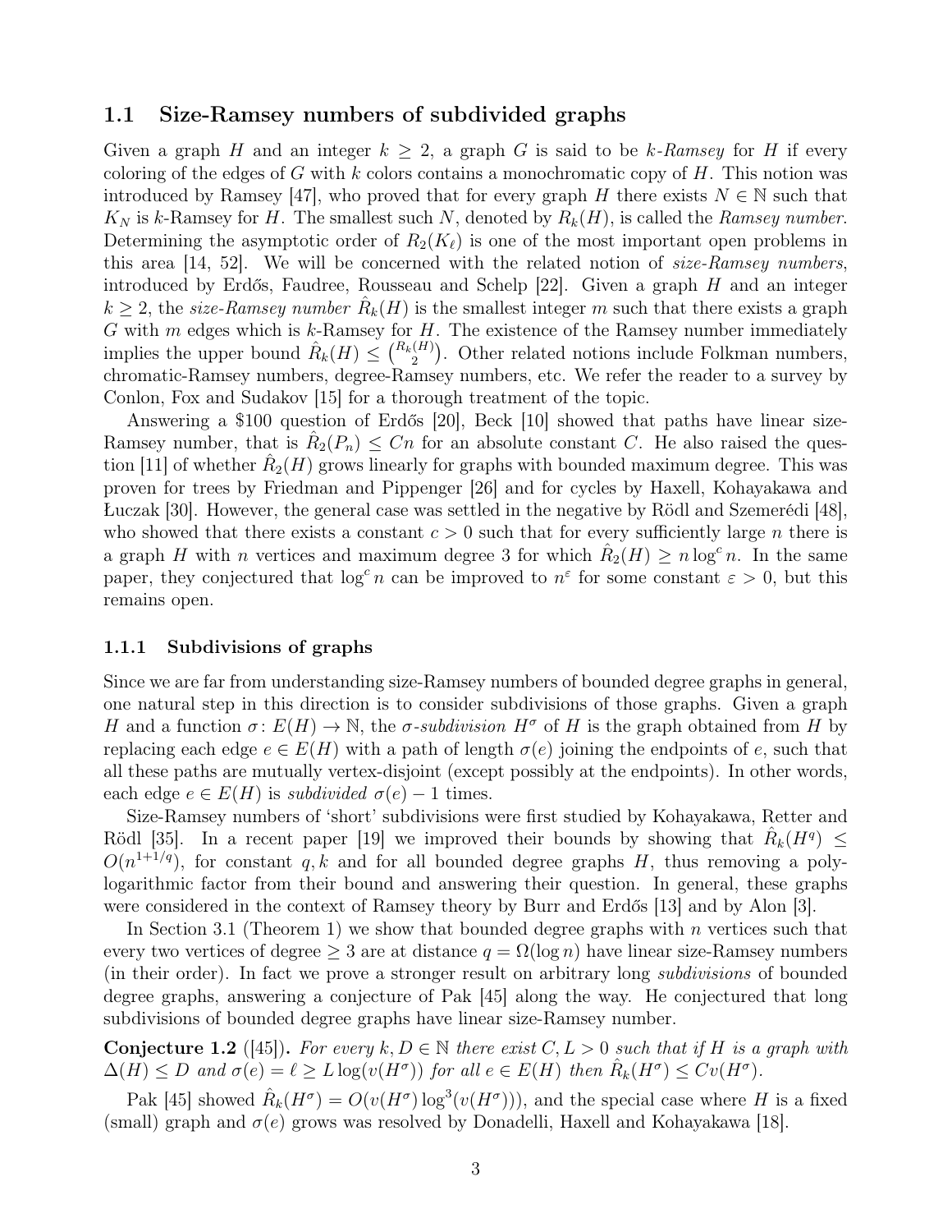## 1.1 Size-Ramsey numbers of subdivided graphs

Given a graph $H$ and an integer $k \geq 2$, a graph $G$ is said to be *$k$-Ramsey* for $H$ if every coloring of the edges of $G$ with $k$ colors contains a monochromatic copy of $H$. This notion was introduced by Ramsey [47], who proved that for every graph $H$ there exists $N \in \mathbb{N}$ such that $K_N$ is $k$-Ramsey for $H$. The smallest such $N$, denoted by $R_k(H)$, is called the *Ramsey number*. Determining the asymptotic order of $R_2(K_\ell)$ is one of the most important open problems in this area [14, 52]. We will be concerned with the related notion of *size-Ramsey numbers*, introduced by Erdős, Faudree, Rousseau and Schelp [22]. Given a graph $H$ and an integer $k \geq 2$, the *size-Ramsey number* $\hat{R}_k(H)$ is the smallest integer $m$ such that there exists a graph $G$ with $m$ edges which is $k$-Ramsey for $H$. The existence of the Ramsey number immediately implies the upper bound $\hat{R}_k(H) \leq \binom{R_k(H)}{2}$. Other related notions include Folkman numbers, chromatic-Ramsey numbers, degree-Ramsey numbers, etc. We refer the reader to a survey by Conlon, Fox and Sudakov [15] for a thorough treatment of the topic.

Answering a \$100 question of Erdős [20], Beck [10] showed that paths have linear size-Ramsey number, that is $\hat{R}_2(P_n) \leq Cn$ for an absolute constant $C$. He also raised the question [11] of whether $\hat{R}_2(H)$ grows linearly for graphs with bounded maximum degree. This was proven for trees by Friedman and Pippenger [26] and for cycles by Haxell, Kohayakawa and Łuczak [30]. However, the general case was settled in the negative by Rödl and Szemerédi [48], who showed that there exists a constant $c > 0$ such that for every sufficiently large $n$ there is a graph $H$ with $n$ vertices and maximum degree 3 for which $\hat{R}_2(H) \geq n \log^c n$. In the same paper, they conjectured that $\log^c n$ can be improved to $n^\varepsilon$ for some constant $\varepsilon > 0$, but this remains open.

### 1.1.1 Subdivisions of graphs

Since we are far from understanding size-Ramsey numbers of bounded degree graphs in general, one natural step in this direction is to consider subdivisions of those graphs. Given a graph $H$ and a function $\sigma \colon E(H) \to \mathbb{N}$, the *$\sigma$-subdivision* $H^\sigma$ of $H$ is the graph obtained from $H$ by replacing each edge $e \in E(H)$ with a path of length $\sigma(e)$ joining the endpoints of $e$, such that all these paths are mutually vertex-disjoint (except possibly at the endpoints). In other words, each edge $e \in E(H)$ is *subdivided* $\sigma(e) - 1$ times.

Size-Ramsey numbers of 'short' subdivisions were first studied by Kohayakawa, Retter and Rödl [35]. In a recent paper [19] we improved their bounds by showing that $\hat{R}_k(H^q) \leq O(n^{1+1/q})$, for constant $q, k$ and for all bounded degree graphs $H$, thus removing a polylogarithmic factor from their bound and answering their question. In general, these graphs were considered in the context of Ramsey theory by Burr and Erdős [13] and by Alon [3].

In Section 3.1 (Theorem 1) we show that bounded degree graphs with $n$ vertices such that every two vertices of degree $\geq 3$ are at distance $q = \Omega(\log n)$ have linear size-Ramsey numbers (in their order). In fact we prove a stronger result on arbitrary long *subdivisions* of bounded degree graphs, answering a conjecture of Pak [45] along the way. He conjectured that long subdivisions of bounded degree graphs have linear size-Ramsey number.

**Conjecture 1.2** ([45])**.** *For every $k, D \in \mathbb{N}$ there exist $C, L > 0$ such that if $H$ is a graph with $\Delta(H) \leq D$ and $\sigma(e) = \ell \geq L \log(v(H^\sigma))$ for all $e \in E(H)$ then $\hat{R}_k(H^\sigma) \leq Cv(H^\sigma)$.*

Pak [45] showed $\hat{R}_k(H^\sigma) = O(v(H^\sigma) \log^3(v(H^\sigma)))$, and the special case where $H$ is a fixed (small) graph and $\sigma(e)$ grows was resolved by Donadelli, Haxell and Kohayakawa [18].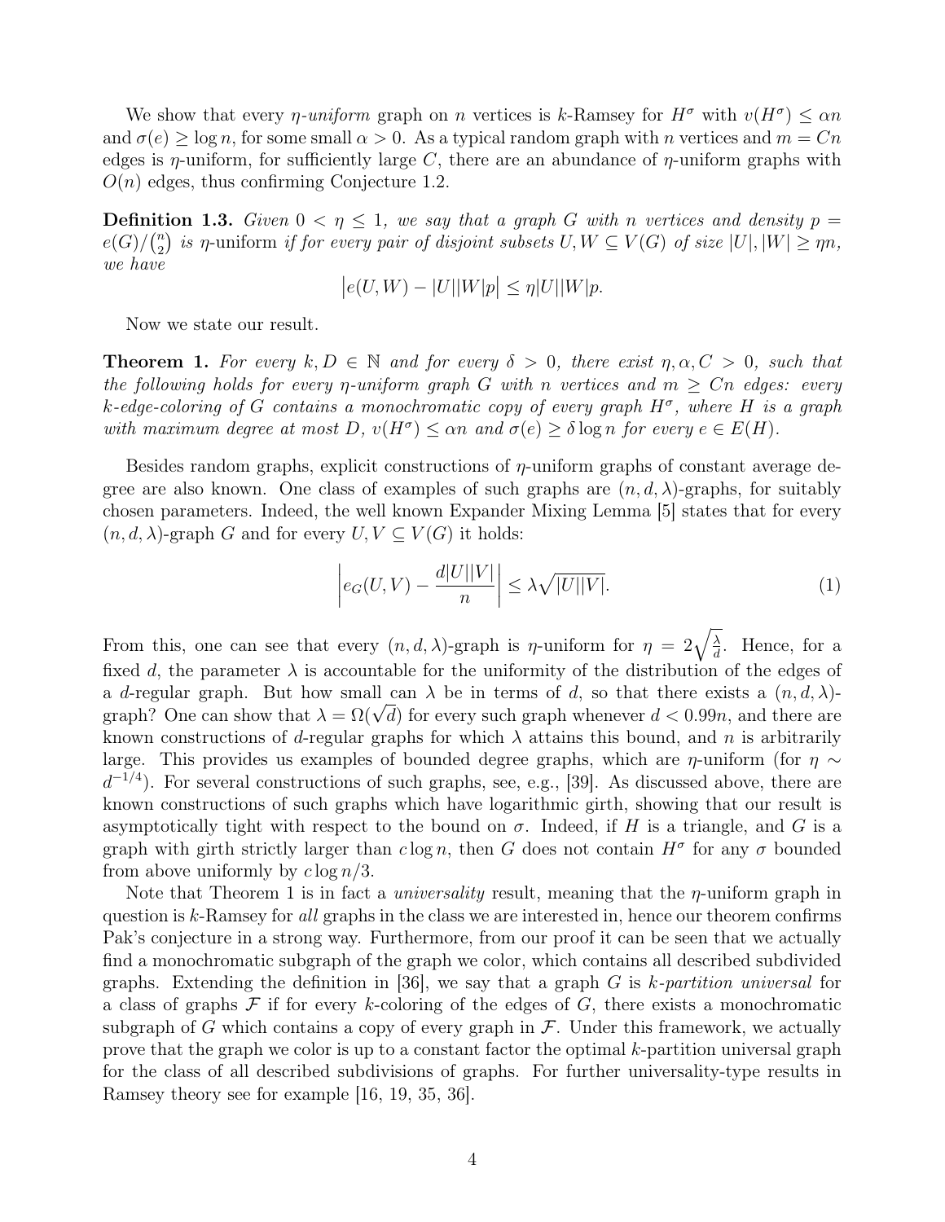We show that every $\eta$-*uniform* graph on $n$ vertices is $k$-Ramsey for $H^\sigma$ with $v(H^\sigma) \leq \alpha n$ and $\sigma(e) \geq \log n$, for some small $\alpha > 0$. As a typical random graph with $n$ vertices and $m = Cn$ edges is $\eta$-uniform, for sufficiently large $C$, there are an abundance of $\eta$-uniform graphs with $O(n)$ edges, thus confirming Conjecture 1.2.

**Definition 1.3.** *Given $0 < \eta \leq 1$, we say that a graph $G$ with $n$ vertices and density $p = e(G)/\binom{n}{2}$ is* $\eta$-uniform *if for every pair of disjoint subsets $U, W \subseteq V(G)$ of size $|U|, |W| \geq \eta n$, we have*

$$\big|e(U,W) - |U||W|p\big| \leq \eta |U||W|p.$$

Now we state our result.

**Theorem 1.** *For every $k, D \in \mathbb{N}$ and for every $\delta > 0$, there exist $\eta, \alpha, C > 0$, such that the following holds for every $\eta$-uniform graph $G$ with $n$ vertices and $m \geq Cn$ edges: every $k$-edge-coloring of $G$ contains a monochromatic copy of every graph $H^\sigma$, where $H$ is a graph with maximum degree at most $D$, $v(H^\sigma) \leq \alpha n$ and $\sigma(e) \geq \delta \log n$ for every $e \in E(H)$.*

Besides random graphs, explicit constructions of $\eta$-uniform graphs of constant average degree are also known. One class of examples of such graphs are $(n, d, \lambda)$-graphs, for suitably chosen parameters. Indeed, the well known Expander Mixing Lemma [5] states that for every $(n, d, \lambda)$-graph $G$ and for every $U, V \subseteq V(G)$ it holds:

$$\left| e_G(U,V) - \frac{d|U||V|}{n} \right| \leq \lambda \sqrt{|U||V|}. \tag{1}$$

From this, one can see that every $(n, d, \lambda)$-graph is $\eta$-uniform for $\eta = 2\sqrt{\frac{\lambda}{d}}$. Hence, for a fixed $d$, the parameter $\lambda$ is accountable for the uniformity of the distribution of the edges of a $d$-regular graph. But how small can $\lambda$ be in terms of $d$, so that there exists a $(n, d, \lambda)$-graph? One can show that $\lambda = \Omega(\sqrt{d})$ for every such graph whenever $d < 0.99n$, and there are known constructions of $d$-regular graphs for which $\lambda$ attains this bound, and $n$ is arbitrarily large. This provides us examples of bounded degree graphs, which are $\eta$-uniform (for $\eta \sim d^{-1/4}$). For several constructions of such graphs, see, e.g., [39]. As discussed above, there are known constructions of such graphs which have logarithmic girth, showing that our result is asymptotically tight with respect to the bound on $\sigma$. Indeed, if $H$ is a triangle, and $G$ is a graph with girth strictly larger than $c \log n$, then $G$ does not contain $H^\sigma$ for any $\sigma$ bounded from above uniformly by $c \log n/3$.

Note that Theorem 1 is in fact a *universality* result, meaning that the $\eta$-uniform graph in question is $k$-Ramsey for *all* graphs in the class we are interested in, hence our theorem confirms Pak's conjecture in a strong way. Furthermore, from our proof it can be seen that we actually find a monochromatic subgraph of the graph we color, which contains all described subdivided graphs. Extending the definition in [36], we say that a graph $G$ is $k$-*partition universal* for a class of graphs $\mathcal{F}$ if for every $k$-coloring of the edges of $G$, there exists a monochromatic subgraph of $G$ which contains a copy of every graph in $\mathcal{F}$. Under this framework, we actually prove that the graph we color is up to a constant factor the optimal $k$-partition universal graph for the class of all described subdivisions of graphs. For further universality-type results in Ramsey theory see for example [16, 19, 35, 36].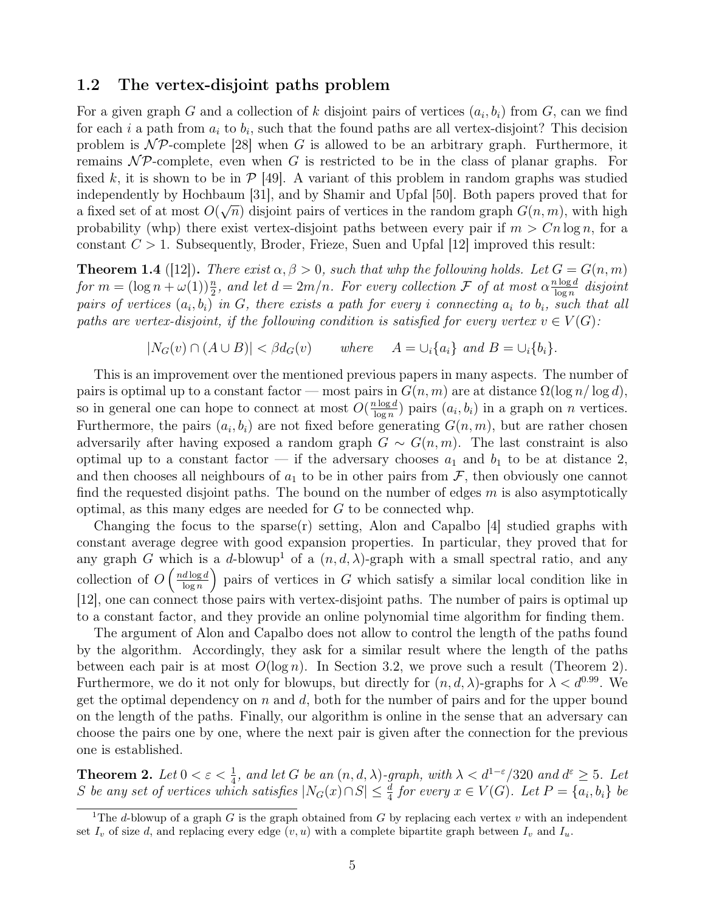## 1.2 The vertex-disjoint paths problem

For a given graph $G$ and a collection of $k$ disjoint pairs of vertices $(a_i, b_i)$ from $G$, can we find for each $i$ a path from $a_i$ to $b_i$, such that the found paths are all vertex-disjoint? This decision problem is $\mathcal{NP}$-complete [28] when $G$ is allowed to be an arbitrary graph. Furthermore, it remains $\mathcal{NP}$-complete, even when $G$ is restricted to be in the class of planar graphs. For fixed $k$, it is shown to be in $\mathcal{P}$ [49]. A variant of this problem in random graphs was studied independently by Hochbaum [31], and by Shamir and Upfal [50]. Both papers proved that for a fixed set of at most $O(\sqrt{n})$ disjoint pairs of vertices in the random graph $G(n, m)$, with high probability (whp) there exist vertex-disjoint paths between every pair if $m > Cn \log n$, for a constant $C > 1$. Subsequently, Broder, Frieze, Suen and Upfal [12] improved this result:

**Theorem 1.4** ([12])**.** *There exist $\alpha, \beta > 0$, such that whp the following holds. Let $G = G(n, m)$ for $m = (\log n + \omega(1))\frac{n}{2}$, and let $d = 2m/n$. For every collection $\mathcal{F}$ of at most $\alpha \frac{n \log d}{\log n}$ disjoint pairs of vertices $(a_i, b_i)$ in $G$, there exists a path for every $i$ connecting $a_i$ to $b_i$, such that all paths are vertex-disjoint, if the following condition is satisfied for every vertex $v \in V(G)$:*

$$|N_G(v) \cap (A \cup B)| < \beta d_G(v) \qquad \text{where} \quad A = \cup_i \{a_i\} \text{ and } B = \cup_i \{b_i\}.$$

This is an improvement over the mentioned previous papers in many aspects. The number of pairs is optimal up to a constant factor — most pairs in $G(n, m)$ are at distance $\Omega(\log n / \log d)$, so in general one can hope to connect at most $O(\frac{n \log d}{\log n})$ pairs $(a_i, b_i)$ in a graph on $n$ vertices. Furthermore, the pairs $(a_i, b_i)$ are not fixed before generating $G(n, m)$, but are rather chosen adversarily after having exposed a random graph $G \sim G(n, m)$. The last constraint is also optimal up to a constant factor — if the adversary chooses $a_1$ and $b_1$ to be at distance 2, and then chooses all neighbours of $a_1$ to be in other pairs from $\mathcal{F}$, then obviously one cannot find the requested disjoint paths. The bound on the number of edges $m$ is also asymptotically optimal, as this many edges are needed for $G$ to be connected whp.

Changing the focus to the sparse(r) setting, Alon and Capalbo [4] studied graphs with constant average degree with good expansion properties. In particular, they proved that for any graph $G$ which is a $d$-blowup[1] of a $(n, d, \lambda)$-graph with a small spectral ratio, and any collection of $O\left(\frac{nd \log d}{\log n}\right)$ pairs of vertices in $G$ which satisfy a similar local condition like in [12], one can connect those pairs with vertex-disjoint paths. The number of pairs is optimal up to a constant factor, and they provide an online polynomial time algorithm for finding them.

The argument of Alon and Capalbo does not allow to control the length of the paths found by the algorithm. Accordingly, they ask for a similar result where the length of the paths between each pair is at most $O(\log n)$. In Section 3.2, we prove such a result (Theorem 2). Furthermore, we do it not only for blowups, but directly for $(n, d, \lambda)$-graphs for $\lambda < d^{0.99}$. We get the optimal dependency on $n$ and $d$, both for the number of pairs and for the upper bound on the length of the paths. Finally, our algorithm is online in the sense that an adversary can choose the pairs one by one, where the next pair is given after the connection for the previous one is established.

**Theorem 2.** *Let $0 < \varepsilon < \frac{1}{4}$, and let $G$ be an $(n, d, \lambda)$-graph, with $\lambda < d^{1-\varepsilon}/320$ and $d^{\varepsilon} \geq 5$. Let $S$ be any set of vertices which satisfies $|N_G(x) \cap S| \leq \frac{d}{4}$ for every $x \in V(G)$. Let $P = \{a_i, b_i\}$ be*

[1] The $d$-blowup of a graph $G$ is the graph obtained from $G$ by replacing each vertex $v$ with an independent set $I_v$ of size $d$, and replacing every edge $(v, u)$ with a complete bipartite graph between $I_v$ and $I_u$.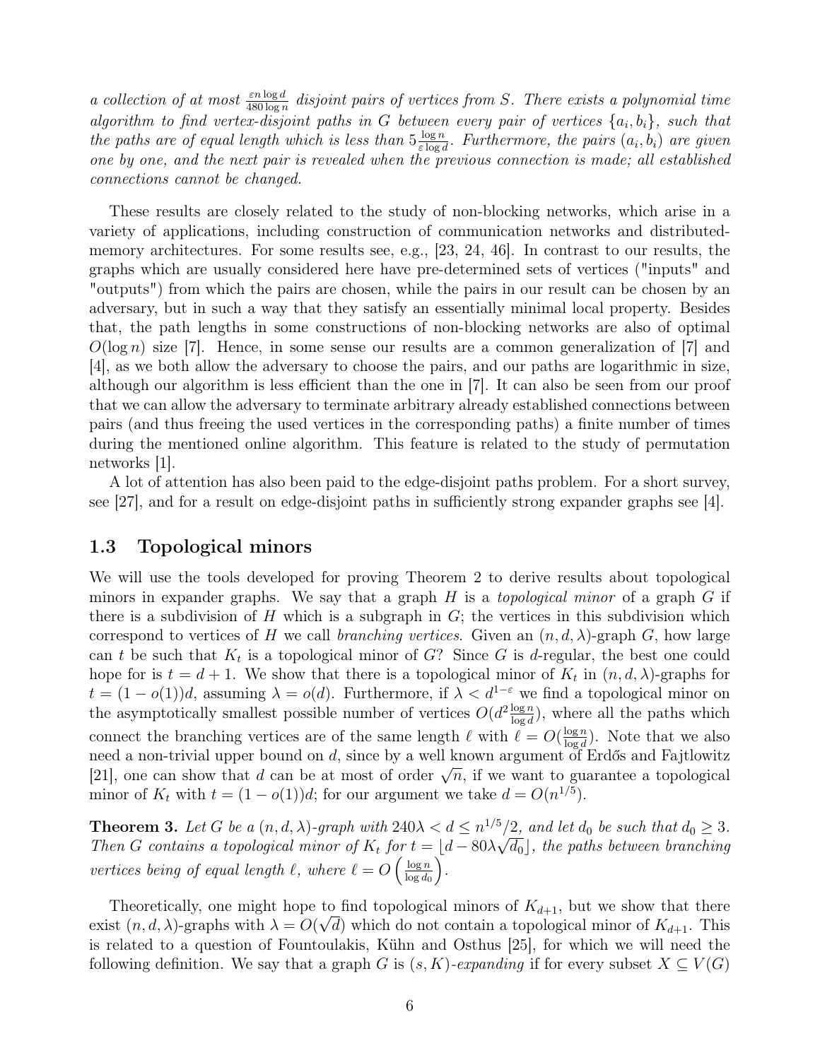*a collection of at most $\frac{\varepsilon n \log d}{480 \log n}$ disjoint pairs of vertices from $S$. There exists a polynomial time algorithm to find vertex-disjoint paths in $G$ between every pair of vertices $\{a_i, b_i\}$, such that the paths are of equal length which is less than $5\frac{\log n}{\varepsilon \log d}$. Furthermore, the pairs $(a_i, b_i)$ are given one by one, and the next pair is revealed when the previous connection is made; all established connections cannot be changed.*

These results are closely related to the study of non-blocking networks, which arise in a variety of applications, including construction of communication networks and distributed-memory architectures. For some results see, e.g., [23, 24, 46]. In contrast to our results, the graphs which are usually considered here have pre-determined sets of vertices ("inputs" and "outputs") from which the pairs are chosen, while the pairs in our result can be chosen by an adversary, but in such a way that they satisfy an essentially minimal local property. Besides that, the path lengths in some constructions of non-blocking networks are also of optimal $O(\log n)$ size [7]. Hence, in some sense our results are a common generalization of [7] and [4], as we both allow the adversary to choose the pairs, and our paths are logarithmic in size, although our algorithm is less efficient than the one in [7]. It can also be seen from our proof that we can allow the adversary to terminate arbitrary already established connections between pairs (and thus freeing the used vertices in the corresponding paths) a finite number of times during the mentioned online algorithm. This feature is related to the study of permutation networks [1].

A lot of attention has also been paid to the edge-disjoint paths problem. For a short survey, see [27], and for a result on edge-disjoint paths in sufficiently strong expander graphs see [4].

### 1.3 Topological minors

We will use the tools developed for proving Theorem 2 to derive results about topological minors in expander graphs. We say that a graph $H$ is a *topological minor* of a graph $G$ if there is a subdivision of $H$ which is a subgraph in $G$; the vertices in this subdivision which correspond to vertices of $H$ we call *branching vertices*. Given an $(n, d, \lambda)$-graph $G$, how large can $t$ be such that $K_t$ is a topological minor of $G$? Since $G$ is $d$-regular, the best one could hope for is $t = d + 1$. We show that there is a topological minor of $K_t$ in $(n, d, \lambda)$-graphs for $t = (1 - o(1))d$, assuming $\lambda = o(d)$. Furthermore, if $\lambda < d^{1-\varepsilon}$ we find a topological minor on the asymptotically smallest possible number of vertices $O(d^2 \frac{\log n}{\log d})$, where all the paths which connect the branching vertices are of the same length $\ell$ with $\ell = O(\frac{\log n}{\log d})$. Note that we also need a non-trivial upper bound on $d$, since by a well known argument of Erdős and Fajtlowitz [21], one can show that $d$ can be at most of order $\sqrt{n}$, if we want to guarantee a topological minor of $K_t$ with $t = (1 - o(1))d$; for our argument we take $d = O(n^{1/5})$.

**Theorem 3.** *Let $G$ be a $(n, d, \lambda)$-graph with $240\lambda < d \leq n^{1/5}/2$, and let $d_0$ be such that $d_0 \geq 3$. Then $G$ contains a topological minor of $K_t$ for $t = \lfloor d - 80\lambda\sqrt{d_0} \rfloor$, the paths between branching vertices being of equal length $\ell$, where $\ell = O\left(\frac{\log n}{\log d_0}\right)$.*

Theoretically, one might hope to find topological minors of $K_{d+1}$, but we show that there exist $(n, d, \lambda)$-graphs with $\lambda = O(\sqrt{d})$ which do not contain a topological minor of $K_{d+1}$. This is related to a question of Fountoulakis, Kühn and Osthus [25], for which we will need the following definition. We say that a graph $G$ is $(s, K)$-*expanding* if for every subset $X \subseteq V(G)$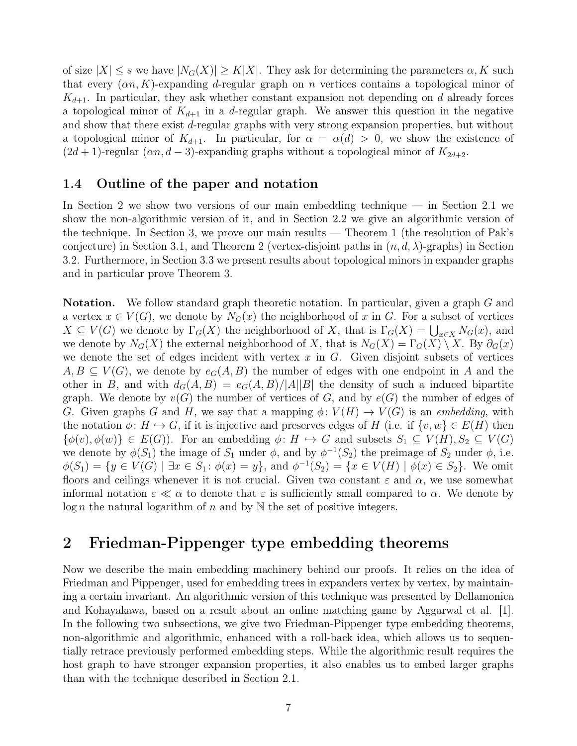of size $|X| \leq s$ we have $|N_G(X)| \geq K|X|$. They ask for determining the parameters $\alpha, K$ such that every $(\alpha n, K)$-expanding $d$-regular graph on $n$ vertices contains a topological minor of $K_{d+1}$. In particular, they ask whether constant expansion not depending on $d$ already forces a topological minor of $K_{d+1}$ in a $d$-regular graph. We answer this question in the negative and show that there exist $d$-regular graphs with very strong expansion properties, but without a topological minor of $K_{d+1}$. In particular, for $\alpha = \alpha(d) > 0$, we show the existence of $(2d+1)$-regular $(\alpha n, d-3)$-expanding graphs without a topological minor of $K_{2d+2}$.

### 1.4 Outline of the paper and notation

In Section 2 we show two versions of our main embedding technique — in Section 2.1 we show the non-algorithmic version of it, and in Section 2.2 we give an algorithmic version of the technique. In Section 3, we prove our main results — Theorem 1 (the resolution of Pak's conjecture) in Section 3.1, and Theorem 2 (vertex-disjoint paths in $(n, d, \lambda)$-graphs) in Section 3.2. Furthermore, in Section 3.3 we present results about topological minors in expander graphs and in particular prove Theorem 3.

**Notation.** We follow standard graph theoretic notation. In particular, given a graph $G$ and a vertex $x \in V(G)$, we denote by $N_G(x)$ the neighborhood of $x$ in $G$. For a subset of vertices $X \subseteq V(G)$ we denote by $\Gamma_G(X)$ the neighborhood of $X$, that is $\Gamma_G(X) = \bigcup_{x \in X} N_G(x)$, and we denote by $N_G(X)$ the external neighborhood of $X$, that is $N_G(X) = \Gamma_G(X) \setminus X$. By $\partial_G(x)$ we denote the set of edges incident with vertex $x$ in $G$. Given disjoint subsets of vertices $A, B \subseteq V(G)$, we denote by $e_G(A, B)$ the number of edges with one endpoint in $A$ and the other in $B$, and with $d_G(A, B) = e_G(A, B)/|A||B|$ the density of such a induced bipartite graph. We denote by $v(G)$ the number of vertices of $G$, and by $e(G)$ the number of edges of $G$. Given graphs $G$ and $H$, we say that a mapping $\phi\colon V(H) \to V(G)$ is an *embedding*, with the notation $\phi\colon H \hookrightarrow G$, if it is injective and preserves edges of $H$ (i.e. if $\{v, w\} \in E(H)$ then $\{\phi(v), \phi(w)\} \in E(G)$). For an embedding $\phi\colon H \hookrightarrow G$ and subsets $S_1 \subseteq V(H), S_2 \subseteq V(G)$ we denote by $\phi(S_1)$ the image of $S_1$ under $\phi$, and by $\phi^{-1}(S_2)$ the preimage of $S_2$ under $\phi$, i.e. $\phi(S_1) = \{y \in V(G) \mid \exists x \in S_1\colon \phi(x) = y\}$, and $\phi^{-1}(S_2) = \{x \in V(H) \mid \phi(x) \in S_2\}$. We omit floors and ceilings whenever it is not crucial. Given two constant $\varepsilon$ and $\alpha$, we use somewhat informal notation $\varepsilon \ll \alpha$ to denote that $\varepsilon$ is sufficiently small compared to $\alpha$. We denote by $\log n$ the natural logarithm of $n$ and by $\mathbb{N}$ the set of positive integers.

## 2 Friedman-Pippenger type embedding theorems

Now we describe the main embedding machinery behind our proofs. It relies on the idea of Friedman and Pippenger, used for embedding trees in expanders vertex by vertex, by maintaining a certain invariant. An algorithmic version of this technique was presented by Dellamonica and Kohayakawa, based on a result about an online matching game by Aggarwal et al. [1]. In the following two subsections, we give two Friedman-Pippenger type embedding theorems, non-algorithmic and algorithmic, enhanced with a roll-back idea, which allows us to sequentially retrace previously performed embedding steps. While the algorithmic result requires the host graph to have stronger expansion properties, it also enables us to embed larger graphs than with the technique described in Section 2.1.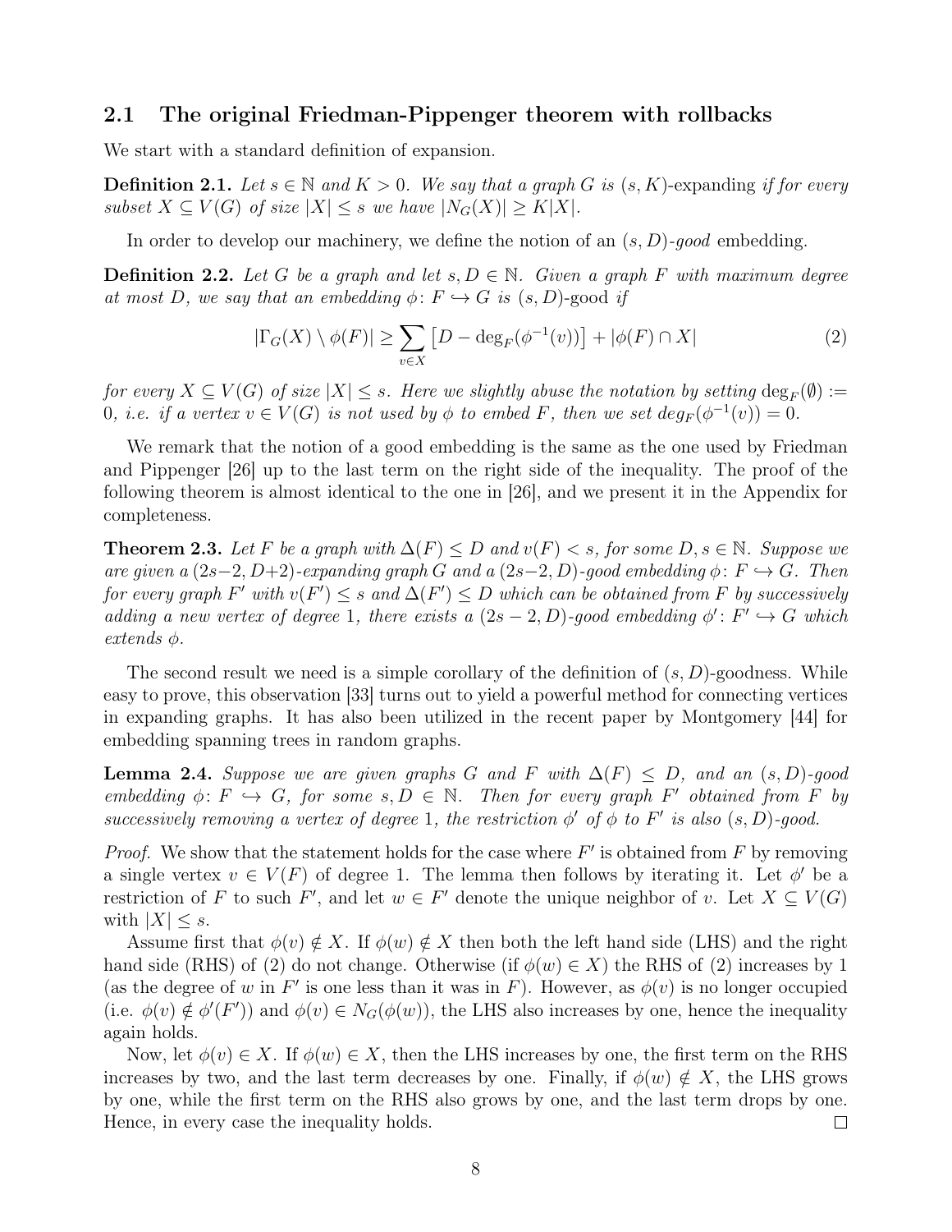## 2.1 The original Friedman-Pippenger theorem with rollbacks

We start with a standard definition of expansion.

**Definition 2.1.** *Let $s \in \mathbb{N}$ and $K > 0$. We say that a graph $G$ is* $(s, K)$-expanding *if for every subset $X \subseteq V(G)$ of size $|X| \leq s$ we have $|N_G(X)| \geq K|X|$.*

In order to develop our machinery, we define the notion of an $(s, D)$-*good* embedding.

**Definition 2.2.** *Let $G$ be a graph and let $s, D \in \mathbb{N}$. Given a graph $F$ with maximum degree at most $D$, we say that an embedding $\phi\colon F \hookrightarrow G$ is* $(s, D)$-good *if*

$$|\Gamma_G(X) \setminus \phi(F)| \geq \sum_{v \in X} \left[D - \deg_F(\phi^{-1}(v))\right] + |\phi(F) \cap X| \tag{2}$$

*for every $X \subseteq V(G)$ of size $|X| \leq s$. Here we slightly abuse the notation by setting $\deg_F(\emptyset) := 0$, i.e. if a vertex $v \in V(G)$ is not used by $\phi$ to embed $F$, then we set $deg_F(\phi^{-1}(v)) = 0$.*

We remark that the notion of a good embedding is the same as the one used by Friedman and Pippenger [26] up to the last term on the right side of the inequality. The proof of the following theorem is almost identical to the one in [26], and we present it in the Appendix for completeness.

**Theorem 2.3.** *Let $F$ be a graph with $\Delta(F) \leq D$ and $v(F) < s$, for some $D, s \in \mathbb{N}$. Suppose we are given a $(2s-2, D+2)$-expanding graph $G$ and a $(2s-2, D)$-good embedding $\phi\colon F \hookrightarrow G$. Then for every graph $F'$ with $v(F') \leq s$ and $\Delta(F') \leq D$ which can be obtained from $F$ by successively adding a new vertex of degree 1, there exists a $(2s-2, D)$-good embedding $\phi'\colon F' \hookrightarrow G$ which extends $\phi$.*

The second result we need is a simple corollary of the definition of $(s, D)$-goodness. While easy to prove, this observation [33] turns out to yield a powerful method for connecting vertices in expanding graphs. It has also been utilized in the recent paper by Montgomery [44] for embedding spanning trees in random graphs.

**Lemma 2.4.** *Suppose we are given graphs $G$ and $F$ with $\Delta(F) \leq D$, and an $(s, D)$-good embedding $\phi\colon F \hookrightarrow G$, for some $s, D \in \mathbb{N}$. Then for every graph $F'$ obtained from $F$ by successively removing a vertex of degree 1, the restriction $\phi'$ of $\phi$ to $F'$ is also $(s, D)$-good.*

*Proof.* We show that the statement holds for the case where $F'$ is obtained from $F$ by removing a single vertex $v \in V(F)$ of degree 1. The lemma then follows by iterating it. Let $\phi'$ be a restriction of $F$ to such $F'$, and let $w \in F'$ denote the unique neighbor of $v$. Let $X \subseteq V(G)$ with $|X| \leq s$.

Assume first that $\phi(v) \notin X$. If $\phi(w) \notin X$ then both the left hand side (LHS) and the right hand side (RHS) of (2) do not change. Otherwise (if $\phi(w) \in X$) the RHS of (2) increases by 1 (as the degree of $w$ in $F'$ is one less than it was in $F$). However, as $\phi(v)$ is no longer occupied (i.e. $\phi(v) \notin \phi'(F')$) and $\phi(v) \in N_G(\phi(w))$, the LHS also increases by one, hence the inequality again holds.

Now, let $\phi(v) \in X$. If $\phi(w) \in X$, then the LHS increases by one, the first term on the RHS increases by two, and the last term decreases by one. Finally, if $\phi(w) \notin X$, the LHS grows by one, while the first term on the RHS also grows by one, and the last term drops by one. Hence, in every case the inequality holds. $\square$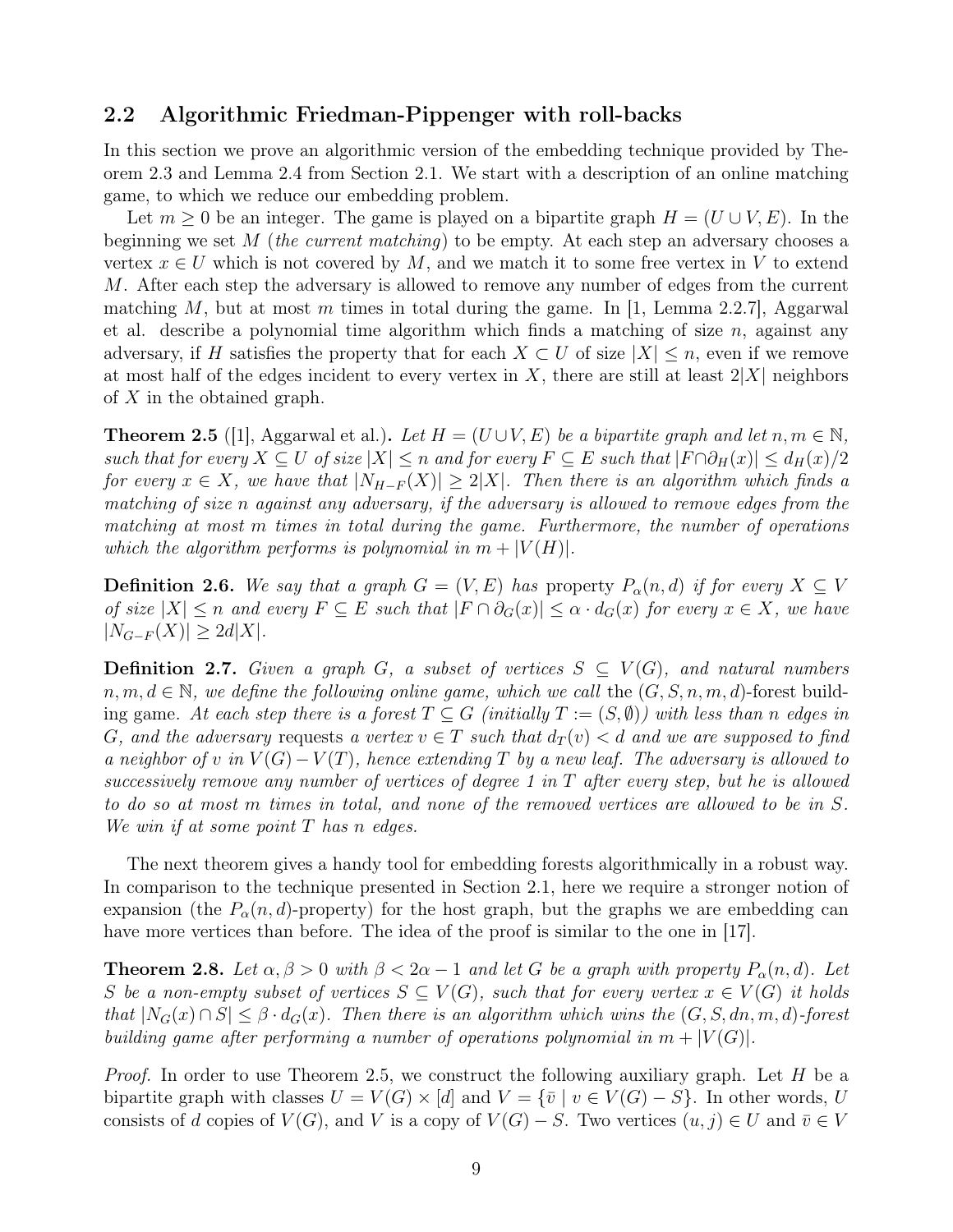## 2.2 Algorithmic Friedman-Pippenger with roll-backs

In this section we prove an algorithmic version of the embedding technique provided by Theorem 2.3 and Lemma 2.4 from Section 2.1. We start with a description of an online matching game, to which we reduce our embedding problem.

Let $m \geq 0$ be an integer. The game is played on a bipartite graph $H = (U \cup V, E)$. In the beginning we set $M$ (*the current matching*) to be empty. At each step an adversary chooses a vertex $x \in U$ which is not covered by $M$, and we match it to some free vertex in $V$ to extend $M$. After each step the adversary is allowed to remove any number of edges from the current matching $M$, but at most $m$ times in total during the game. In [1, Lemma 2.2.7], Aggarwal et al. describe a polynomial time algorithm which finds a matching of size $n$, against any adversary, if $H$ satisfies the property that for each $X \subset U$ of size $|X| \leq n$, even if we remove at most half of the edges incident to every vertex in $X$, there are still at least $2|X|$ neighbors of $X$ in the obtained graph.

**Theorem 2.5** ([1], Aggarwal et al.)**.** *Let $H = (U \cup V, E)$ be a bipartite graph and let $n, m \in \mathbb{N}$, such that for every $X \subseteq U$ of size $|X| \leq n$ and for every $F \subseteq E$ such that $|F \cap \partial_H(x)| \leq d_H(x)/2$ for every $x \in X$, we have that $|N_{H-F}(X)| \geq 2|X|$. Then there is an algorithm which finds a matching of size n against any adversary, if the adversary is allowed to remove edges from the matching at most m times in total during the game. Furthermore, the number of operations which the algorithm performs is polynomial in $m + |V(H)|$.*

**Definition 2.6.** *We say that a graph $G = (V, E)$ has* property $P_\alpha(n, d)$ *if for every $X \subseteq V$ of size $|X| \leq n$ and every $F \subseteq E$ such that $|F \cap \partial_G(x)| \leq \alpha \cdot d_G(x)$ for every $x \in X$, we have $|N_{G-F}(X)| \geq 2d|X|$.*

**Definition 2.7.** *Given a graph $G$, a subset of vertices $S \subseteq V(G)$, and natural numbers $n, m, d \in \mathbb{N}$, we define the following online game, which we call* the $(G, S, n, m, d)$-forest building game*. At each step there is a forest $T \subseteq G$ (initially $T := (S, \emptyset)$) with less than $n$ edges in $G$, and* the adversary *requests a vertex $v \in T$ such that $d_T(v) < d$ and we are supposed to find a neighbor of $v$ in $V(G) - V(T)$, hence extending $T$ by a new leaf. The adversary is allowed to successively remove any number of vertices of degree 1 in $T$ after every step, but he is allowed to do so at most $m$ times in total, and none of the removed vertices are allowed to be in $S$. We win if at some point $T$ has $n$ edges.*

The next theorem gives a handy tool for embedding forests algorithmically in a robust way. In comparison to the technique presented in Section 2.1, here we require a stronger notion of expansion (the $P_\alpha(n, d)$-property) for the host graph, but the graphs we are embedding can have more vertices than before. The idea of the proof is similar to the one in [17].

**Theorem 2.8.** *Let $\alpha, \beta > 0$ with $\beta < 2\alpha - 1$ and let $G$ be a graph with property $P_\alpha(n, d)$. Let $S$ be a non-empty subset of vertices $S \subseteq V(G)$, such that for every vertex $x \in V(G)$ it holds that $|N_G(x) \cap S| \leq \beta \cdot d_G(x)$. Then there is an algorithm which wins the $(G, S, dn, m, d)$-forest building game after performing a number of operations polynomial in $m + |V(G)|$.*

*Proof.* In order to use Theorem 2.5, we construct the following auxiliary graph. Let $H$ be a bipartite graph with classes $U = V(G) \times [d]$ and $V = \{\bar{v} \mid v \in V(G) - S\}$. In other words, $U$ consists of $d$ copies of $V(G)$, and $V$ is a copy of $V(G) - S$. Two vertices $(u, j) \in U$ and $\bar{v} \in V$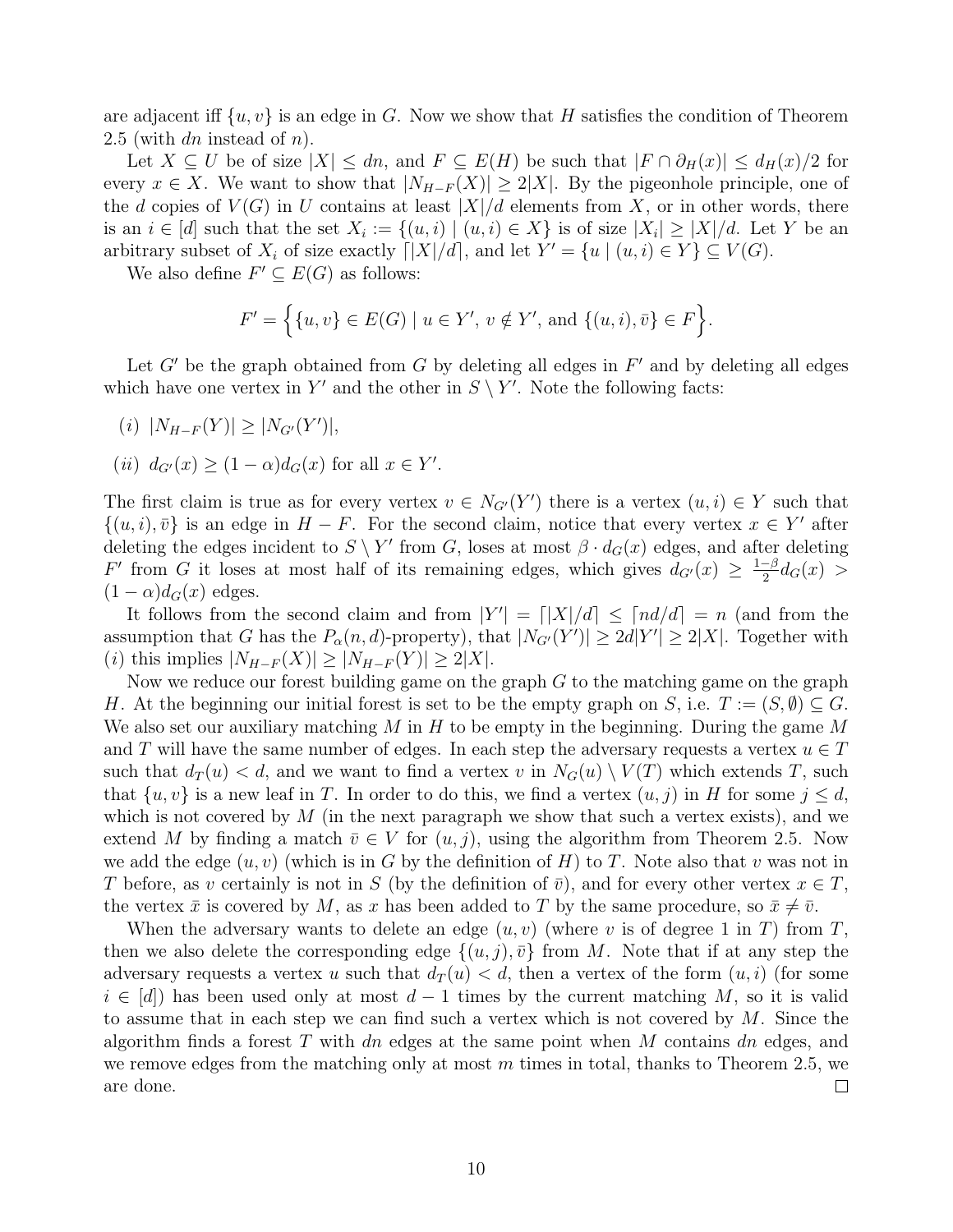are adjacent iff $\{u, v\}$ is an edge in $G$. Now we show that $H$ satisfies the condition of Theorem 2.5 (with $dn$ instead of $n$).

Let $X \subseteq U$ be of size $|X| \leq dn$, and $F \subseteq E(H)$ be such that $|F \cap \partial_H(x)| \leq d_H(x)/2$ for every $x \in X$. We want to show that $|N_{H-F}(X)| \geq 2|X|$. By the pigeonhole principle, one of the $d$ copies of $V(G)$ in $U$ contains at least $|X|/d$ elements from $X$, or in other words, there is an $i \in [d]$ such that the set $X_i := \{(u, i) \mid (u, i) \in X\}$ is of size $|X_i| \geq |X|/d$. Let $Y$ be an arbitrary subset of $X_i$ of size exactly $\lceil |X|/d \rceil$, and let $Y' = \{u \mid (u, i) \in Y\} \subseteq V(G)$.

We also define $F' \subseteq E(G)$ as follows:

$$F' = \Big\{\{u, v\} \in E(G) \mid u \in Y',\, v \notin Y',\, \text{and } \{(u, i), \bar{v}\} \in F\Big\}.$$

Let $G'$ be the graph obtained from $G$ by deleting all edges in $F'$ and by deleting all edges which have one vertex in $Y'$ and the other in $S \setminus Y'$. Note the following facts:

$(i)$ $|N_{H-F}(Y)| \geq |N_{G'}(Y')|$,

$(ii)$ $d_{G'}(x) \geq (1 - \alpha) d_G(x)$ for all $x \in Y'$.

The first claim is true as for every vertex $v \in N_{G'}(Y')$ there is a vertex $(u, i) \in Y$ such that $\{(u, i), \bar{v}\}$ is an edge in $H - F$. For the second claim, notice that every vertex $x \in Y'$ after deleting the edges incident to $S \setminus Y'$ from $G$, loses at most $\beta \cdot d_G(x)$ edges, and after deleting $F'$ from $G$ it loses at most half of its remaining edges, which gives $d_{G'}(x) \geq \frac{1-\beta}{2} d_G(x) > (1 - \alpha) d_G(x)$ edges.

It follows from the second claim and from $|Y'| = \lceil |X|/d \rceil \leq \lceil nd/d \rceil = n$ (and from the assumption that $G$ has the $P_\alpha(n, d)$-property), that $|N_{G'}(Y')| \geq 2d|Y'| \geq 2|X|$. Together with $(i)$ this implies $|N_{H-F}(X)| \geq |N_{H-F}(Y)| \geq 2|X|$.

Now we reduce our forest building game on the graph $G$ to the matching game on the graph $H$. At the beginning our initial forest is set to be the empty graph on $S$, i.e. $T := (S, \emptyset) \subseteq G$. We also set our auxiliary matching $M$ in $H$ to be empty in the beginning. During the game $M$ and $T$ will have the same number of edges. In each step the adversary requests a vertex $u \in T$ such that $d_T(u) < d$, and we want to find a vertex $v$ in $N_G(u) \setminus V(T)$ which extends $T$, such that $\{u, v\}$ is a new leaf in $T$. In order to do this, we find a vertex $(u, j)$ in $H$ for some $j \leq d$, which is not covered by $M$ (in the next paragraph we show that such a vertex exists), and we extend $M$ by finding a match $\bar{v} \in V$ for $(u, j)$, using the algorithm from Theorem 2.5. Now we add the edge $(u, v)$ (which is in $G$ by the definition of $H$) to $T$. Note also that $v$ was not in $T$ before, as $v$ certainly is not in $S$ (by the definition of $\bar{v}$), and for every other vertex $x \in T$, the vertex $\bar{x}$ is covered by $M$, as $x$ has been added to $T$ by the same procedure, so $\bar{x} \neq \bar{v}$.

When the adversary wants to delete an edge $(u, v)$ (where $v$ is of degree 1 in $T$) from $T$, then we also delete the corresponding edge $\{(u, j), \bar{v}\}$ from $M$. Note that if at any step the adversary requests a vertex $u$ such that $d_T(u) < d$, then a vertex of the form $(u, i)$ (for some $i \in [d]$) has been used only at most $d - 1$ times by the current matching $M$, so it is valid to assume that in each step we can find such a vertex which is not covered by $M$. Since the algorithm finds a forest $T$ with $dn$ edges at the same point when $M$ contains $dn$ edges, and we remove edges from the matching only at most $m$ times in total, thanks to Theorem 2.5, we are done. $\square$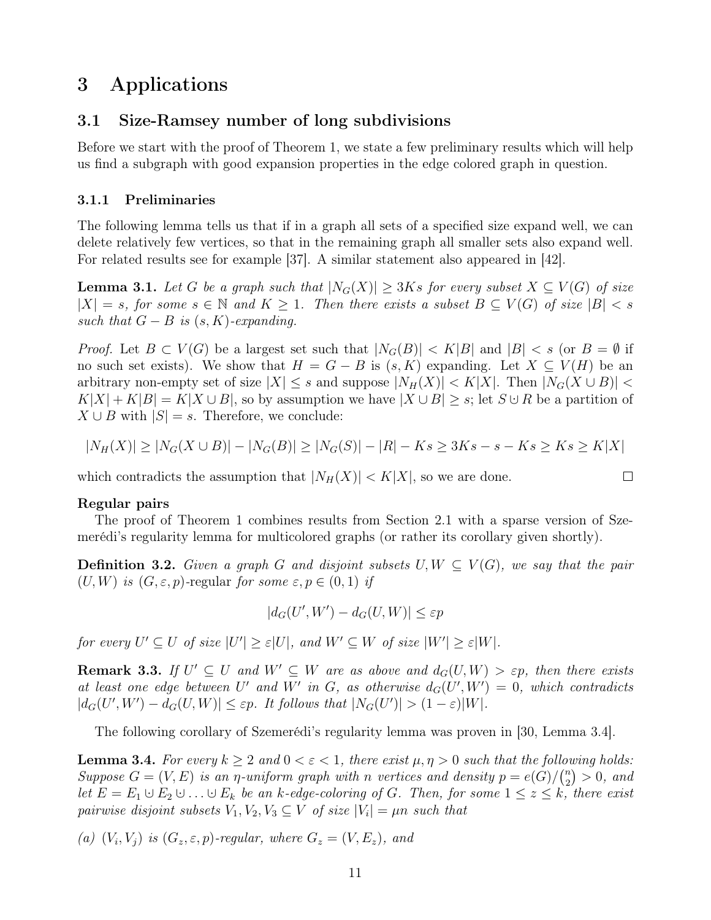# 3 Applications

## 3.1 Size-Ramsey number of long subdivisions

Before we start with the proof of Theorem 1, we state a few preliminary results which will help us find a subgraph with good expansion properties in the edge colored graph in question.

### 3.1.1 Preliminaries

The following lemma tells us that if in a graph all sets of a specified size expand well, we can delete relatively few vertices, so that in the remaining graph all smaller sets also expand well. For related results see for example [37]. A similar statement also appeared in [42].

**Lemma 3.1.** *Let $G$ be a graph such that $|N_G(X)| \geq 3Ks$ for every subset $X \subseteq V(G)$ of size $|X| = s$, for some $s \in \mathbb{N}$ and $K \geq 1$. Then there exists a subset $B \subseteq V(G)$ of size $|B| < s$ such that $G - B$ is $(s, K)$-expanding.*

*Proof.* Let $B \subset V(G)$ be a largest set such that $|N_G(B)| < K|B|$ and $|B| < s$ (or $B = \emptyset$ if no such set exists). We show that $H = G - B$ is $(s, K)$ expanding. Let $X \subseteq V(H)$ be an arbitrary non-empty set of size $|X| \leq s$ and suppose $|N_H(X)| < K|X|$. Then $|N_G(X \cup B)| < K|X| + K|B| = K|X \cup B|$, so by assumption we have $|X \cup B| \geq s$; let $S \cup R$ be a partition of $X \cup B$ with $|S| = s$. Therefore, we conclude:

$$|N_H(X)| \geq |N_G(X \cup B)| - |N_G(B)| \geq |N_G(S)| - |R| - Ks \geq 3Ks - s - Ks \geq Ks \geq K|X|$$

which contradicts the assumption that $|N_H(X)| < K|X|$, so we are done. □

**Regular pairs**

The proof of Theorem 1 combines results from Section 2.1 with a sparse version of Szemerédi's regularity lemma for multicolored graphs (or rather its corollary given shortly).

**Definition 3.2.** *Given a graph $G$ and disjoint subsets $U, W \subseteq V(G)$, we say that the pair $(U, W)$ is $(G, \varepsilon, p)$-regular for some $\varepsilon, p \in (0, 1)$ if*

$$|d_G(U', W') - d_G(U, W)| \leq \varepsilon p$$

*for every $U' \subseteq U$ of size $|U'| \geq \varepsilon|U|$, and $W' \subseteq W$ of size $|W'| \geq \varepsilon|W|$.*

**Remark 3.3.** *If $U' \subseteq U$ and $W' \subseteq W$ are as above and $d_G(U, W) > \varepsilon p$, then there exists at least one edge between $U'$ and $W'$ in $G$, as otherwise $d_G(U', W') = 0$, which contradicts $|d_G(U', W') - d_G(U, W)| \leq \varepsilon p$. It follows that $|N_G(U')| > (1 - \varepsilon)|W|$.*

The following corollary of Szemerédi's regularity lemma was proven in [30, Lemma 3.4].

**Lemma 3.4.** *For every $k \geq 2$ and $0 < \varepsilon < 1$, there exist $\mu, \eta > 0$ such that the following holds: Suppose $G = (V, E)$ is an $\eta$-uniform graph with $n$ vertices and density $p = e(G)/\binom{n}{2} > 0$, and let $E = E_1 \cup E_2 \cup \ldots \cup E_k$ be an $k$-edge-coloring of $G$. Then, for some $1 \leq z \leq k$, there exist pairwise disjoint subsets $V_1, V_2, V_3 \subseteq V$ of size $|V_i| = \mu n$ such that*

*(a) $(V_i, V_j)$ is $(G_z, \varepsilon, p)$-regular, where $G_z = (V, E_z)$, and*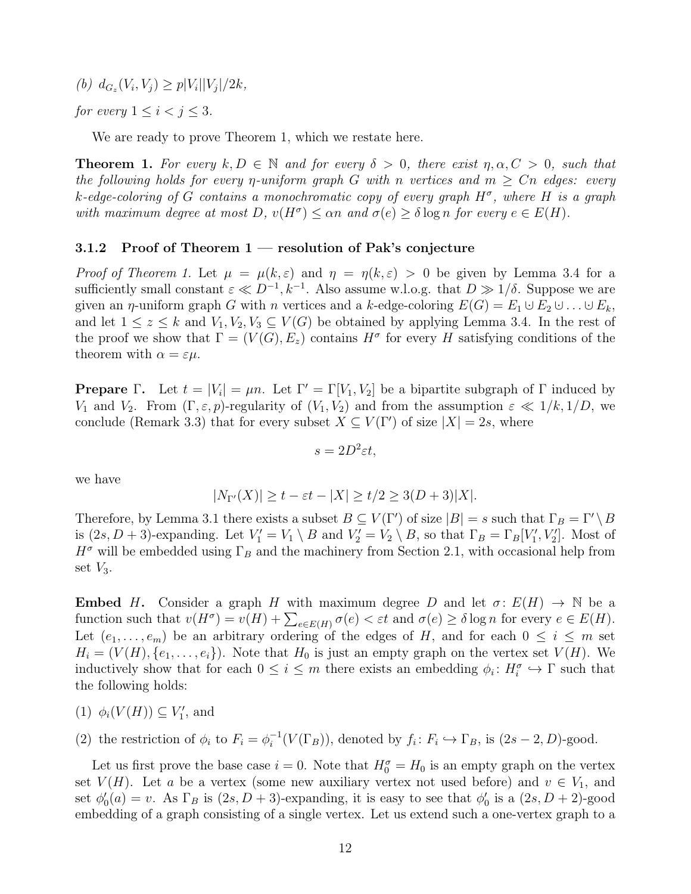(b) $d_{G_z}(V_i, V_j) \geq p|V_i||V_j|/2k$,

*for every* $1 \leq i < j \leq 3$.

We are ready to prove Theorem 1, which we restate here.

**Theorem 1.** *For every* $k, D \in \mathbb{N}$ *and for every* $\delta > 0$*, there exist* $\eta, \alpha, C > 0$*, such that the following holds for every* $\eta$*-uniform graph* $G$ *with* $n$ *vertices and* $m \geq Cn$ *edges: every* $k$*-edge-coloring of* $G$ *contains a monochromatic copy of every graph* $H^\sigma$*, where* $H$ *is a graph with maximum degree at most* $D$*,* $v(H^\sigma) \leq \alpha n$ *and* $\sigma(e) \geq \delta \log n$ *for every* $e \in E(H)$*.*

### 3.1.2 Proof of Theorem 1 — resolution of Pak's conjecture

*Proof of Theorem 1.* Let $\mu = \mu(k, \varepsilon)$ and $\eta = \eta(k, \varepsilon) > 0$ be given by Lemma 3.4 for a sufficiently small constant $\varepsilon \ll D^{-1}, k^{-1}$. Also assume w.l.o.g. that $D \gg 1/\delta$. Suppose we are given an $\eta$-uniform graph $G$ with $n$ vertices and a $k$-edge-coloring $E(G) = E_1 \cup E_2 \cup \ldots \cup E_k$, and let $1 \leq z \leq k$ and $V_1, V_2, V_3 \subseteq V(G)$ be obtained by applying Lemma 3.4. In the rest of the proof we show that $\Gamma = (V(G), E_z)$ contains $H^\sigma$ for every $H$ satisfying conditions of the theorem with $\alpha = \varepsilon\mu$.

**Prepare** $\Gamma$**.** Let $t = |V_i| = \mu n$. Let $\Gamma' = \Gamma[V_1, V_2]$ be a bipartite subgraph of $\Gamma$ induced by $V_1$ and $V_2$. From $(\Gamma, \varepsilon, p)$-regularity of $(V_1, V_2)$ and from the assumption $\varepsilon \ll 1/k, 1/D$, we conclude (Remark 3.3) that for every subset $X \subseteq V(\Gamma')$ of size $|X| = 2s$, where

$$s = 2D^2\varepsilon t,$$

we have

$$|N_{\Gamma'}(X)| \geq t - \varepsilon t - |X| \geq t/2 \geq 3(D+3)|X|.$$

Therefore, by Lemma 3.1 there exists a subset $B \subseteq V(\Gamma')$ of size $|B| = s$ such that $\Gamma_B = \Gamma' \setminus B$ is $(2s, D+3)$-expanding. Let $V_1' = V_1 \setminus B$ and $V_2' = V_2 \setminus B$, so that $\Gamma_B = \Gamma_B[V_1', V_2']$. Most of $H^\sigma$ will be embedded using $\Gamma_B$ and the machinery from Section 2.1, with occasional help from set $V_3$.

**Embed** $H$**.** Consider a graph $H$ with maximum degree $D$ and let $\sigma \colon E(H) \to \mathbb{N}$ be a function such that $v(H^\sigma) = v(H) + \sum_{e \in E(H)} \sigma(e) < \varepsilon t$ and $\sigma(e) \geq \delta \log n$ for every $e \in E(H)$. Let $(e_1, \ldots, e_m)$ be an arbitrary ordering of the edges of $H$, and for each $0 \leq i \leq m$ set $H_i = (V(H), \{e_1, \ldots, e_i\})$. Note that $H_0$ is just an empty graph on the vertex set $V(H)$. We inductively show that for each $0 \leq i \leq m$ there exists an embedding $\phi_i \colon H_i^\sigma \hookrightarrow \Gamma$ such that the following holds:

(1) $\phi_i(V(H)) \subseteq V_1'$, and

(2) the restriction of $\phi_i$ to $F_i = \phi_i^{-1}(V(\Gamma_B))$, denoted by $f_i \colon F_i \hookrightarrow \Gamma_B$, is $(2s-2, D)$-good.

Let us first prove the base case $i = 0$. Note that $H_0^\sigma = H_0$ is an empty graph on the vertex set $V(H)$. Let $a$ be a vertex (some new auxiliary vertex not used before) and $v \in V_1$, and set $\phi_0'(a) = v$. As $\Gamma_B$ is $(2s, D+3)$-expanding, it is easy to see that $\phi_0'$ is a $(2s, D+2)$-good embedding of a graph consisting of a single vertex. Let us extend such a one-vertex graph to a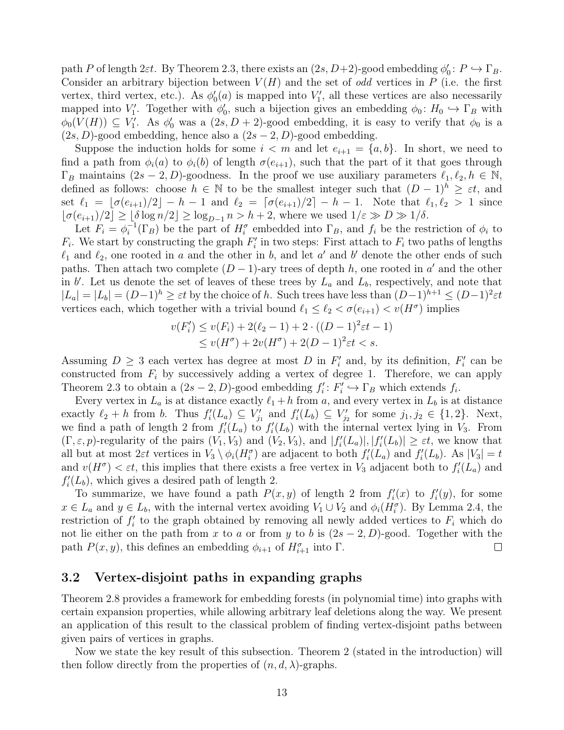path $P$ of length $2\varepsilon t$. By Theorem 2.3, there exists an $(2s, D+2)$-good embedding $\phi_0' \colon P \hookrightarrow \Gamma_B$. Consider an arbitrary bijection between $V(H)$ and the set of *odd* vertices in $P$ (i.e. the first vertex, third vertex, etc.). As $\phi_0'(a)$ is mapped into $V_1'$, all these vertices are also necessarily mapped into $V_1'$. Together with $\phi_0'$, such a bijection gives an embedding $\phi_0 \colon H_0 \hookrightarrow \Gamma_B$ with $\phi_0(V(H)) \subseteq V_1'$. As $\phi_0'$ was a $(2s, D+2)$-good embedding, it is easy to verify that $\phi_0$ is a $(2s, D)$-good embedding, hence also a $(2s-2, D)$-good embedding.

Suppose the induction holds for some $i < m$ and let $e_{i+1} = \{a, b\}$. In short, we need to find a path from $\phi_i(a)$ to $\phi_i(b)$ of length $\sigma(e_{i+1})$, such that the part of it that goes through $\Gamma_B$ maintains $(2s-2, D)$-goodness. In the proof we use auxiliary parameters $\ell_1, \ell_2, h \in \mathbb{N}$, defined as follows: choose $h \in \mathbb{N}$ to be the smallest integer such that $(D-1)^h \geq \varepsilon t$, and set $\ell_1 = \lfloor \sigma(e_{i+1})/2 \rfloor - h - 1$ and $\ell_2 = \lceil \sigma(e_{i+1})/2 \rceil - h - 1$. Note that $\ell_1, \ell_2 > 1$ since $\lfloor \sigma(e_{i+1})/2 \rfloor \geq \lfloor \delta \log n/2 \rfloor \geq \log_{D-1} n > h + 2$, where we used $1/\varepsilon \gg D \gg 1/\delta$.

Let $F_i = \phi_i^{-1}(\Gamma_B)$ be the part of $H_i^\sigma$ embedded into $\Gamma_B$, and $f_i$ be the restriction of $\phi_i$ to $F_i$. We start by constructing the graph $F_i'$ in two steps: First attach to $F_i$ two paths of lengths $\ell_1$ and $\ell_2$, one rooted in $a$ and the other in $b$, and let $a'$ and $b'$ denote the other ends of such paths. Then attach two complete $(D-1)$-ary trees of depth $h$, one rooted in $a'$ and the other in $b'$. Let us denote the set of leaves of these trees by $L_a$ and $L_b$, respectively, and note that $|L_a| = |L_b| = (D-1)^h \geq \varepsilon t$ by the choice of $h$. Such trees have less than $(D-1)^{h+1} \leq (D-1)^2 \varepsilon t$ vertices each, which together with a trivial bound $\ell_1 \leq \ell_2 < \sigma(e_{i+1}) < v(H^\sigma)$ implies

$$\begin{aligned}
v(F_i') &\leq v(F_i) + 2(\ell_2 - 1) + 2 \cdot ((D-1)^2 \varepsilon t - 1) \\
&\leq v(H^\sigma) + 2v(H^\sigma) + 2(D-1)^2 \varepsilon t < s.
\end{aligned}$$

Assuming $D \geq 3$ each vertex has degree at most $D$ in $F_i'$ and, by its definition, $F_i'$ can be constructed from $F_i$ by successively adding a vertex of degree 1. Therefore, we can apply Theorem 2.3 to obtain a $(2s-2, D)$-good embedding $f_i' \colon F_i' \hookrightarrow \Gamma_B$ which extends $f_i$.

Every vertex in $L_a$ is at distance exactly $\ell_1 + h$ from $a$, and every vertex in $L_b$ is at distance exactly $\ell_2 + h$ from $b$. Thus $f_i'(L_a) \subseteq V_{j_1}'$ and $f_i'(L_b) \subseteq V_{j_2}'$ for some $j_1, j_2 \in \{1, 2\}$. Next, we find a path of length 2 from $f_i'(L_a)$ to $f_i'(L_b)$ with the internal vertex lying in $V_3$. From $(\Gamma, \varepsilon, p)$-regularity of the pairs $(V_1, V_3)$ and $(V_2, V_3)$, and $|f_i'(L_a)|, |f_i'(L_b)| \geq \varepsilon t$, we know that all but at most $2\varepsilon t$ vertices in $V_3 \setminus \phi_i(H_i^\sigma)$ are adjacent to both $f_i'(L_a)$ and $f_i'(L_b)$. As $|V_3| = t$ and $v(H^\sigma) < \varepsilon t$, this implies that there exists a free vertex in $V_3$ adjacent both to $f_i'(L_a)$ and $f_i'(L_b)$, which gives a desired path of length 2.

To summarize, we have found a path $P(x, y)$ of length 2 from $f_i'(x)$ to $f_i'(y)$, for some $x \in L_a$ and $y \in L_b$, with the internal vertex avoiding $V_1 \cup V_2$ and $\phi_i(H_i^\sigma)$. By Lemma 2.4, the restriction of $f_i'$ to the graph obtained by removing all newly added vertices to $F_i$ which do not lie either on the path from $x$ to $a$ or from $y$ to $b$ is $(2s-2, D)$-good. Together with the path $P(x, y)$, this defines an embedding $\phi_{i+1}$ of $H_{i+1}^\sigma$ into $\Gamma$. $\square$

### 3.2 Vertex-disjoint paths in expanding graphs

Theorem 2.8 provides a framework for embedding forests (in polynomial time) into graphs with certain expansion properties, while allowing arbitrary leaf deletions along the way. We present an application of this result to the classical problem of finding vertex-disjoint paths between given pairs of vertices in graphs.

Now we state the key result of this subsection. Theorem 2 (stated in the introduction) will then follow directly from the properties of $(n, d, \lambda)$-graphs.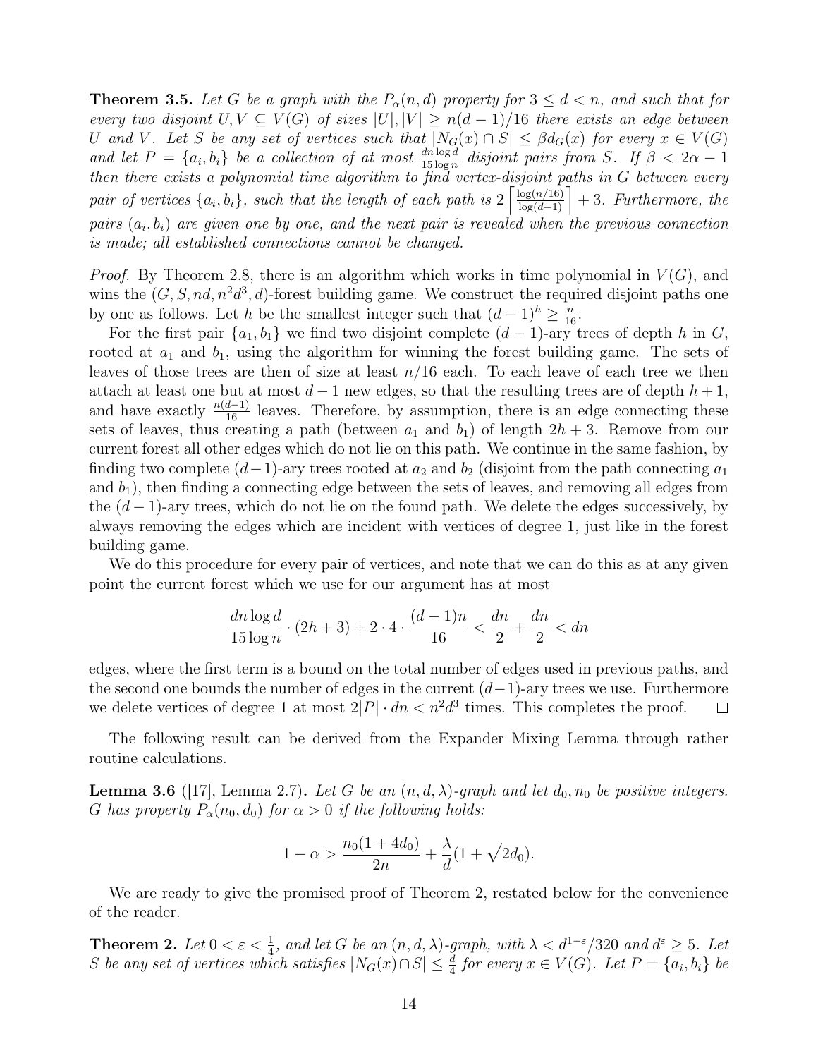**Theorem 3.5.** *Let $G$ be a graph with the $P_\alpha(n,d)$ property for $3 \le d < n$, and such that for every two disjoint $U, V \subseteq V(G)$ of sizes $|U|, |V| \ge n(d-1)/16$ there exists an edge between $U$ and $V$. Let $S$ be any set of vertices such that $|N_G(x) \cap S| \le \beta d_G(x)$ for every $x \in V(G)$ and let $P = \{a_i, b_i\}$ be a collection of at most $\frac{dn \log d}{15 \log n}$ disjoint pairs from $S$. If $\beta < 2\alpha - 1$ then there exists a polynomial time algorithm to find vertex-disjoint paths in $G$ between every pair of vertices $\{a_i, b_i\}$, such that the length of each path is $2\left\lceil \frac{\log(n/16)}{\log(d-1)} \right\rceil + 3$. Furthermore, the pairs $(a_i, b_i)$ are given one by one, and the next pair is revealed when the previous connection is made; all established connections cannot be changed.*

*Proof.* By Theorem 2.8, there is an algorithm which works in time polynomial in $V(G)$, and wins the $(G, S, nd, n^2d^3, d)$-forest building game. We construct the required disjoint paths one by one as follows. Let $h$ be the smallest integer such that $(d-1)^h \ge \frac{n}{16}$.

For the first pair $\{a_1, b_1\}$ we find two disjoint complete $(d-1)$-ary trees of depth $h$ in $G$, rooted at $a_1$ and $b_1$, using the algorithm for winning the forest building game. The sets of leaves of those trees are then of size at least $n/16$ each. To each leave of each tree we then attach at least one but at most $d-1$ new edges, so that the resulting trees are of depth $h+1$, and have exactly $\frac{n(d-1)}{16}$ leaves. Therefore, by assumption, there is an edge connecting these sets of leaves, thus creating a path (between $a_1$ and $b_1$) of length $2h+3$. Remove from our current forest all other edges which do not lie on this path. We continue in the same fashion, by finding two complete $(d-1)$-ary trees rooted at $a_2$ and $b_2$ (disjoint from the path connecting $a_1$ and $b_1$), then finding a connecting edge between the sets of leaves, and removing all edges from the $(d-1)$-ary trees, which do not lie on the found path. We delete the edges successively, by always removing the edges which are incident with vertices of degree 1, just like in the forest building game.

We do this procedure for every pair of vertices, and note that we can do this as at any given point the current forest which we use for our argument has at most

$$\frac{dn \log d}{15 \log n} \cdot (2h+3) + 2 \cdot 4 \cdot \frac{(d-1)n}{16} < \frac{dn}{2} + \frac{dn}{2} < dn$$

edges, where the first term is a bound on the total number of edges used in previous paths, and the second one bounds the number of edges in the current $(d-1)$-ary trees we use. Furthermore we delete vertices of degree 1 at most $2|P| \cdot dn < n^2d^3$ times. This completes the proof. $\square$

The following result can be derived from the Expander Mixing Lemma through rather routine calculations.

**Lemma 3.6** ([17], Lemma 2.7)**.** *Let $G$ be an $(n,d,\lambda)$-graph and let $d_0, n_0$ be positive integers. $G$ has property $P_\alpha(n_0, d_0)$ for $\alpha > 0$ if the following holds:*

$$1 - \alpha > \frac{n_0(1+4d_0)}{2n} + \frac{\lambda}{d}(1 + \sqrt{2d_0}).$$

We are ready to give the promised proof of Theorem 2, restated below for the convenience of the reader.

**Theorem 2.** *Let $0 < \varepsilon < \frac{1}{4}$, and let $G$ be an $(n,d,\lambda)$-graph, with $\lambda < d^{1-\varepsilon}/320$ and $d^\varepsilon \ge 5$. Let $S$ be any set of vertices which satisfies $|N_G(x) \cap S| \le \frac{d}{4}$ for every $x \in V(G)$. Let $P = \{a_i, b_i\}$ be*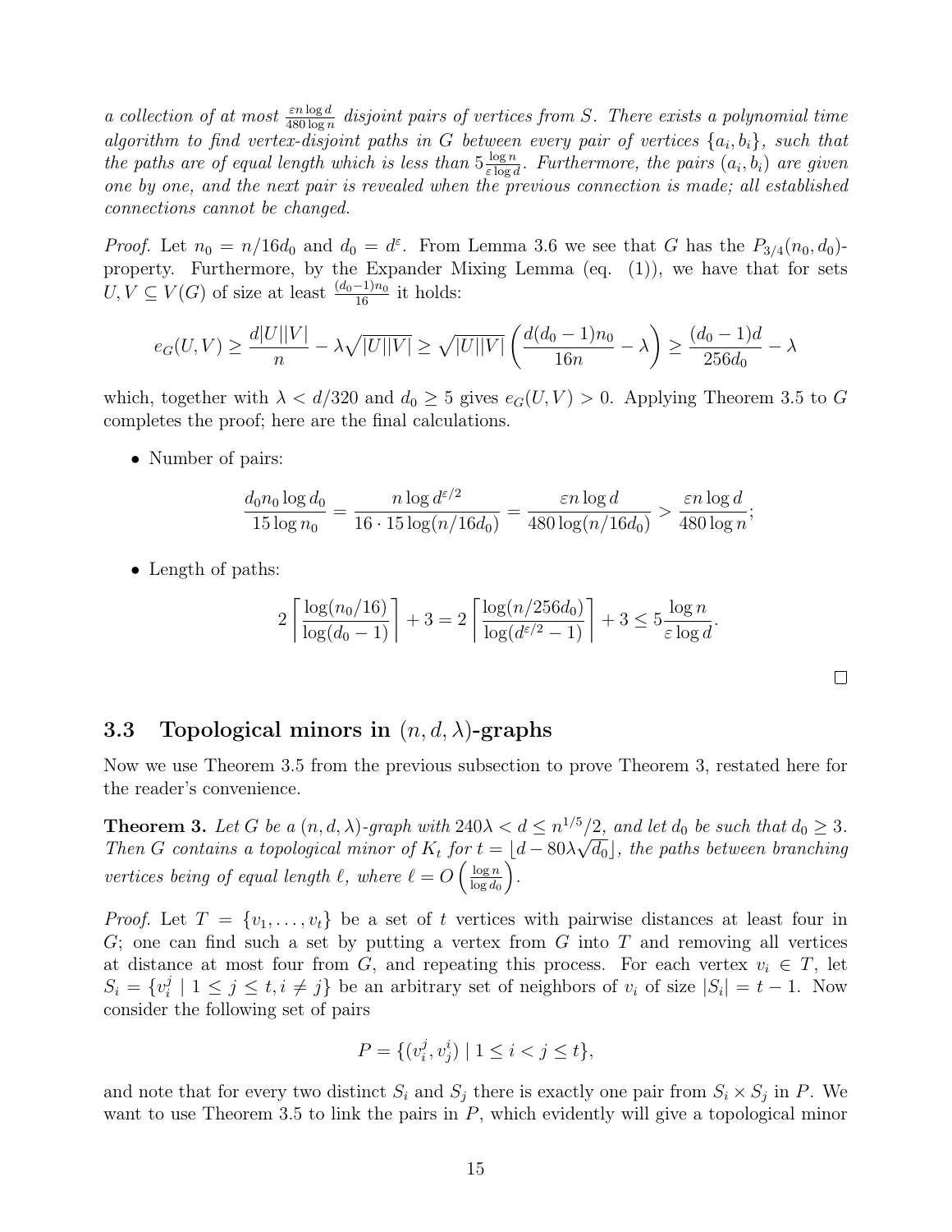*a collection of at most $\frac{\varepsilon n \log d}{480 \log n}$ disjoint pairs of vertices from $S$. There exists a polynomial time algorithm to find vertex-disjoint paths in $G$ between every pair of vertices $\{a_i, b_i\}$, such that the paths are of equal length which is less than $5\frac{\log n}{\varepsilon \log d}$. Furthermore, the pairs $(a_i, b_i)$ are given one by one, and the next pair is revealed when the previous connection is made; all established connections cannot be changed.*

*Proof.* Let $n_0 = n/16d_0$ and $d_0 = d^{\varepsilon}$. From Lemma 3.6 we see that $G$ has the $P_{3/4}(n_0, d_0)$-property. Furthermore, by the Expander Mixing Lemma (eq. (1)), we have that for sets $U, V \subseteq V(G)$ of size at least $\frac{(d_0-1)n_0}{16}$ it holds:

$$e_G(U, V) \geq \frac{d|U||V|}{n} - \lambda\sqrt{|U||V|} \geq \sqrt{|U||V|}\left(\frac{d(d_0-1)n_0}{16n} - \lambda\right) \geq \frac{(d_0-1)d}{256d_0} - \lambda$$

which, together with $\lambda < d/320$ and $d_0 \geq 5$ gives $e_G(U, V) > 0$. Applying Theorem 3.5 to $G$ completes the proof; here are the final calculations.

- Number of pairs:

$$\frac{d_0 n_0 \log d_0}{15 \log n_0} = \frac{n \log d^{\varepsilon/2}}{16 \cdot 15 \log(n/16d_0)} = \frac{\varepsilon n \log d}{480 \log(n/16d_0)} > \frac{\varepsilon n \log d}{480 \log n};$$

- Length of paths:

$$2\left\lceil \frac{\log(n_0/16)}{\log(d_0-1)} \right\rceil + 3 = 2\left\lceil \frac{\log(n/256d_0)}{\log(d^{\varepsilon/2}-1)} \right\rceil + 3 \leq 5\frac{\log n}{\varepsilon \log d}.$$

$\square$

### 3.3 Topological minors in $(n, d, \lambda)$-graphs

Now we use Theorem 3.5 from the previous subsection to prove Theorem 3, restated here for the reader's convenience.

**Theorem 3.** *Let $G$ be a $(n, d, \lambda)$-graph with $240\lambda < d \leq n^{1/5}/2$, and let $d_0$ be such that $d_0 \geq 3$. Then $G$ contains a topological minor of $K_t$ for $t = \lfloor d - 80\lambda\sqrt{d_0} \rfloor$, the paths between branching vertices being of equal length $\ell$, where $\ell = O\left(\frac{\log n}{\log d_0}\right)$.*

*Proof.* Let $T = \{v_1, \ldots, v_t\}$ be a set of $t$ vertices with pairwise distances at least four in $G$; one can find such a set by putting a vertex from $G$ into $T$ and removing all vertices at distance at most four from $G$, and repeating this process. For each vertex $v_i \in T$, let $S_i = \{v_i^j \mid 1 \leq j \leq t, i \neq j\}$ be an arbitrary set of neighbors of $v_i$ of size $|S_i| = t - 1$. Now consider the following set of pairs

$$P = \{(v_i^j, v_j^i) \mid 1 \leq i < j \leq t\},$$

and note that for every two distinct $S_i$ and $S_j$ there is exactly one pair from $S_i \times S_j$ in $P$. We want to use Theorem 3.5 to link the pairs in $P$, which evidently will give a topological minor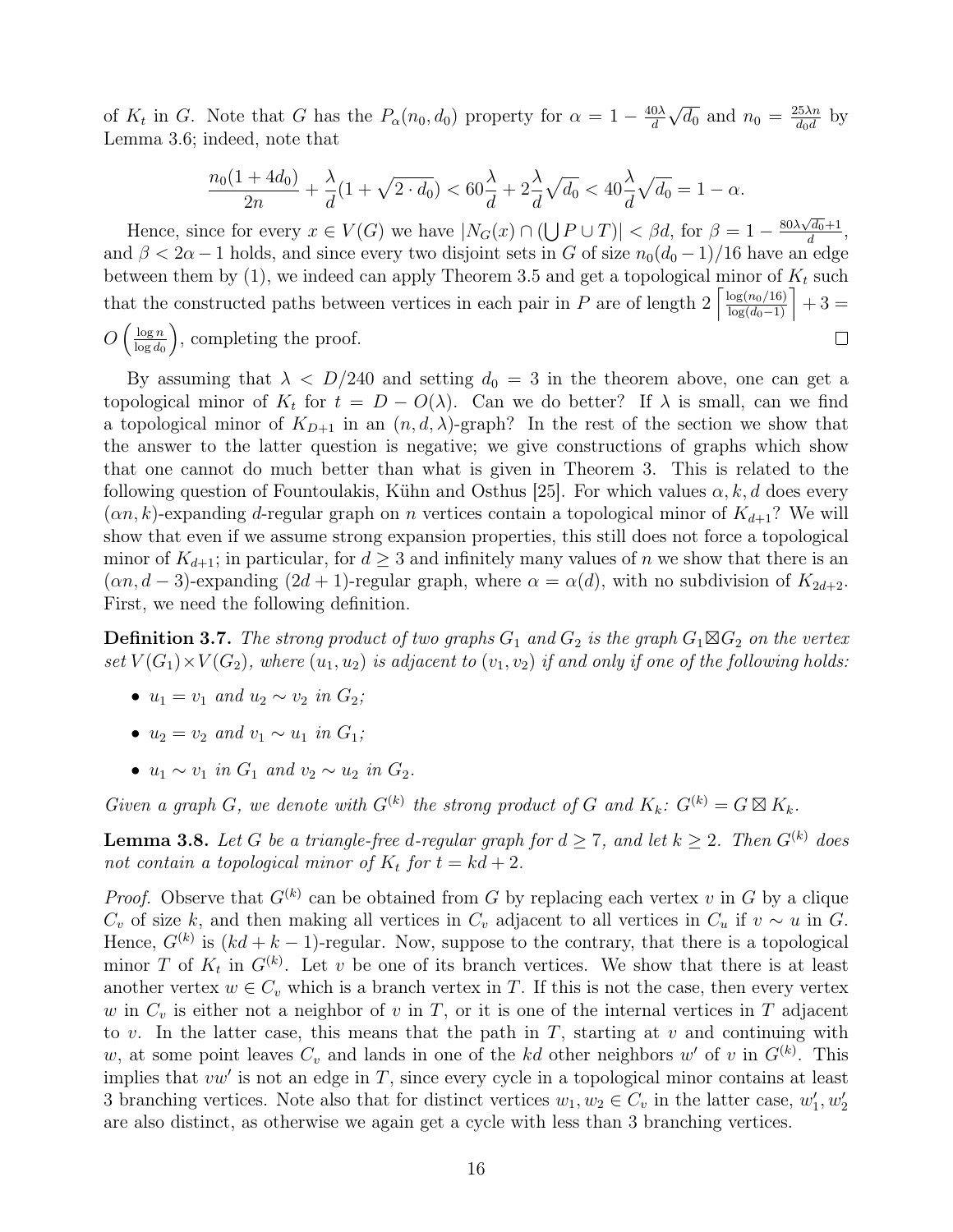of $K_t$ in $G$. Note that $G$ has the $P_\alpha(n_0, d_0)$ property for $\alpha = 1 - \frac{40\lambda}{d}\sqrt{d_0}$ and $n_0 = \frac{25\lambda n}{d_0 d}$ by Lemma 3.6; indeed, note that

$$\frac{n_0(1+4d_0)}{2n} + \frac{\lambda}{d}(1+\sqrt{2\cdot d_0}) < 60\frac{\lambda}{d} + 2\frac{\lambda}{d}\sqrt{d_0} < 40\frac{\lambda}{d}\sqrt{d_0} = 1-\alpha.$$

Hence, since for every $x \in V(G)$ we have $|N_G(x) \cap (\bigcup P \cup T)| < \beta d$, for $\beta = 1 - \frac{80\lambda\sqrt{d_0}+1}{d}$, and $\beta < 2\alpha - 1$ holds, and since every two disjoint sets in $G$ of size $n_0(d_0-1)/16$ have an edge between them by (1), we indeed can apply Theorem 3.5 and get a topological minor of $K_t$ such that the constructed paths between vertices in each pair in $P$ are of length $2\left\lceil \frac{\log(n_0/16)}{\log(d_0-1)} \right\rceil + 3 = O\left(\frac{\log n}{\log d_0}\right)$, completing the proof. $\square$

By assuming that $\lambda < D/240$ and setting $d_0 = 3$ in the theorem above, one can get a topological minor of $K_t$ for $t = D - O(\lambda)$. Can we do better? If $\lambda$ is small, can we find a topological minor of $K_{D+1}$ in an $(n, d, \lambda)$-graph? In the rest of the section we show that the answer to the latter question is negative; we give constructions of graphs which show that one cannot do much better than what is given in Theorem 3. This is related to the following question of Fountoulakis, Kühn and Osthus [25]. For which values $\alpha, k, d$ does every $(\alpha n, k)$-expanding $d$-regular graph on $n$ vertices contain a topological minor of $K_{d+1}$? We will show that even if we assume strong expansion properties, this still does not force a topological minor of $K_{d+1}$; in particular, for $d \geq 3$ and infinitely many values of $n$ we show that there is an $(\alpha n, d-3)$-expanding $(2d+1)$-regular graph, where $\alpha = \alpha(d)$, with no subdivision of $K_{2d+2}$. First, we need the following definition.

**Definition 3.7.** *The strong product of two graphs $G_1$ and $G_2$ is the graph $G_1 \boxtimes G_2$ on the vertex set $V(G_1) \times V(G_2)$, where $(u_1, u_2)$ is adjacent to $(v_1, v_2)$ if and only if one of the following holds:*

- *$u_1 = v_1$ and $u_2 \sim v_2$ in $G_2$;*
- *$u_2 = v_2$ and $v_1 \sim u_1$ in $G_1$;*
- *$u_1 \sim v_1$ in $G_1$ and $v_2 \sim u_2$ in $G_2$.*

*Given a graph $G$, we denote with $G^{(k)}$ the strong product of $G$ and $K_k$: $G^{(k)} = G \boxtimes K_k$.*

**Lemma 3.8.** *Let $G$ be a triangle-free $d$-regular graph for $d \geq 7$, and let $k \geq 2$. Then $G^{(k)}$ does not contain a topological minor of $K_t$ for $t = kd + 2$.*

*Proof.* Observe that $G^{(k)}$ can be obtained from $G$ by replacing each vertex $v$ in $G$ by a clique $C_v$ of size $k$, and then making all vertices in $C_v$ adjacent to all vertices in $C_u$ if $v \sim u$ in $G$. Hence, $G^{(k)}$ is $(kd + k - 1)$-regular. Now, suppose to the contrary, that there is a topological minor $T$ of $K_t$ in $G^{(k)}$. Let $v$ be one of its branch vertices. We show that there is at least another vertex $w \in C_v$ which is a branch vertex in $T$. If this is not the case, then every vertex $w$ in $C_v$ is either not a neighbor of $v$ in $T$, or it is one of the internal vertices in $T$ adjacent to $v$. In the latter case, this means that the path in $T$, starting at $v$ and continuing with $w$, at some point leaves $C_v$ and lands in one of the $kd$ other neighbors $w'$ of $v$ in $G^{(k)}$. This implies that $vw'$ is not an edge in $T$, since every cycle in a topological minor contains at least 3 branching vertices. Note also that for distinct vertices $w_1, w_2 \in C_v$ in the latter case, $w_1', w_2'$ are also distinct, as otherwise we again get a cycle with less than 3 branching vertices.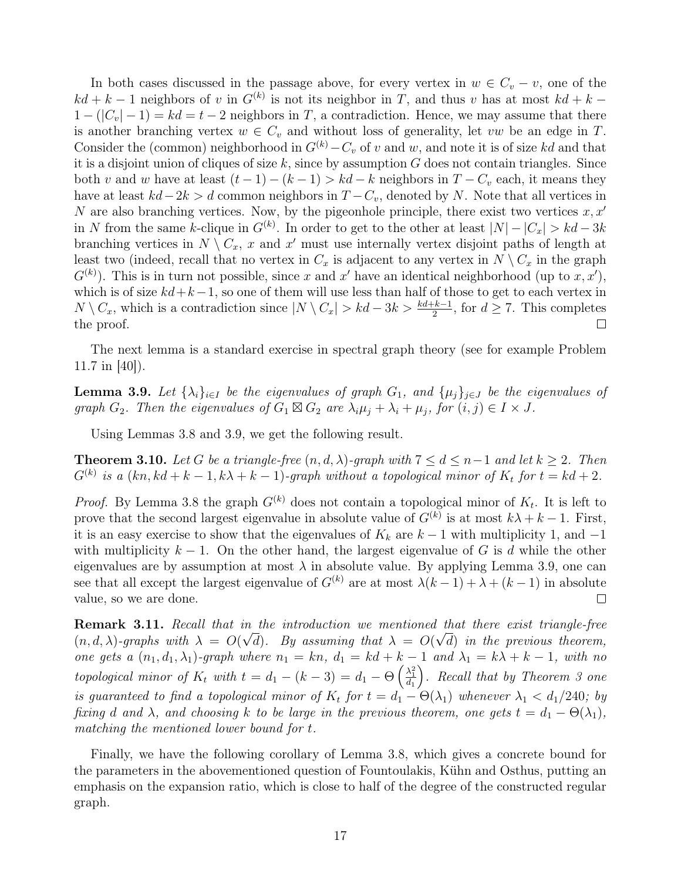In both cases discussed in the passage above, for every vertex in $w \in C_v - v$, one of the $kd + k - 1$ neighbors of $v$ in $G^{(k)}$ is not its neighbor in $T$, and thus $v$ has at most $kd + k - 1 - (|C_v| - 1) = kd = t - 2$ neighbors in $T$, a contradiction. Hence, we may assume that there is another branching vertex $w \in C_v$ and without loss of generality, let $vw$ be an edge in $T$. Consider the (common) neighborhood in $G^{(k)} - C_v$ of $v$ and $w$, and note it is of size $kd$ and that it is a disjoint union of cliques of size $k$, since by assumption $G$ does not contain triangles. Since both $v$ and $w$ have at least $(t-1) - (k-1) > kd - k$ neighbors in $T - C_v$ each, it means they have at least $kd - 2k > d$ common neighbors in $T - C_v$, denoted by $N$. Note that all vertices in $N$ are also branching vertices. Now, by the pigeonhole principle, there exist two vertices $x, x'$ in $N$ from the same $k$-clique in $G^{(k)}$. In order to get to the other at least $|N| - |C_x| > kd - 3k$ branching vertices in $N \setminus C_x$, $x$ and $x'$ must use internally vertex disjoint paths of length at least two (indeed, recall that no vertex in $C_x$ is adjacent to any vertex in $N \setminus C_x$ in the graph $G^{(k)}$). This is in turn not possible, since $x$ and $x'$ have an identical neighborhood (up to $x, x'$), which is of size $kd + k - 1$, so one of them will use less than half of those to get to each vertex in $N \setminus C_x$, which is a contradiction since $|N \setminus C_x| > kd - 3k > \frac{kd+k-1}{2}$, for $d \geq 7$. This completes the proof. $\square$

The next lemma is a standard exercise in spectral graph theory (see for example Problem 11.7 in [40]).

**Lemma 3.9.** *Let $\{\lambda_i\}_{i \in I}$ be the eigenvalues of graph $G_1$, and $\{\mu_j\}_{j \in J}$ be the eigenvalues of graph $G_2$. Then the eigenvalues of $G_1 \boxtimes G_2$ are $\lambda_i \mu_j + \lambda_i + \mu_j$, for $(i, j) \in I \times J$.*

Using Lemmas 3.8 and 3.9, we get the following result.

**Theorem 3.10.** *Let $G$ be a triangle-free $(n, d, \lambda)$-graph with $7 \leq d \leq n - 1$ and let $k \geq 2$. Then $G^{(k)}$ is a $(kn, kd + k - 1, k\lambda + k - 1)$-graph without a topological minor of $K_t$ for $t = kd + 2$.*

*Proof.* By Lemma 3.8 the graph $G^{(k)}$ does not contain a topological minor of $K_t$. It is left to prove that the second largest eigenvalue in absolute value of $G^{(k)}$ is at most $k\lambda + k - 1$. First, it is an easy exercise to show that the eigenvalues of $K_k$ are $k - 1$ with multiplicity 1, and $-1$ with multiplicity $k - 1$. On the other hand, the largest eigenvalue of $G$ is $d$ while the other eigenvalues are by assumption at most $\lambda$ in absolute value. By applying Lemma 3.9, one can see that all except the largest eigenvalue of $G^{(k)}$ are at most $\lambda(k-1) + \lambda + (k-1)$ in absolute value, so we are done. $\square$

**Remark 3.11.** *Recall that in the introduction we mentioned that there exist triangle-free $(n, d, \lambda)$-graphs with $\lambda = O(\sqrt{d})$. By assuming that $\lambda = O(\sqrt{d})$ in the previous theorem, one gets a $(n_1, d_1, \lambda_1)$-graph where $n_1 = kn$, $d_1 = kd + k - 1$ and $\lambda_1 = k\lambda + k - 1$, with no topological minor of $K_t$ with $t = d_1 - (k-3) = d_1 - \Theta\left(\frac{\lambda_1^2}{d_1}\right)$. Recall that by Theorem 3 one is guaranteed to find a topological minor of $K_t$ for $t = d_1 - \Theta(\lambda_1)$ whenever $\lambda_1 < d_1/240$; by fixing $d$ and $\lambda$, and choosing $k$ to be large in the previous theorem, one gets $t = d_1 - \Theta(\lambda_1)$, matching the mentioned lower bound for $t$.*

Finally, we have the following corollary of Lemma 3.8, which gives a concrete bound for the parameters in the abovementioned question of Fountoulakis, Kühn and Osthus, putting an emphasis on the expansion ratio, which is close to half of the degree of the constructed regular graph.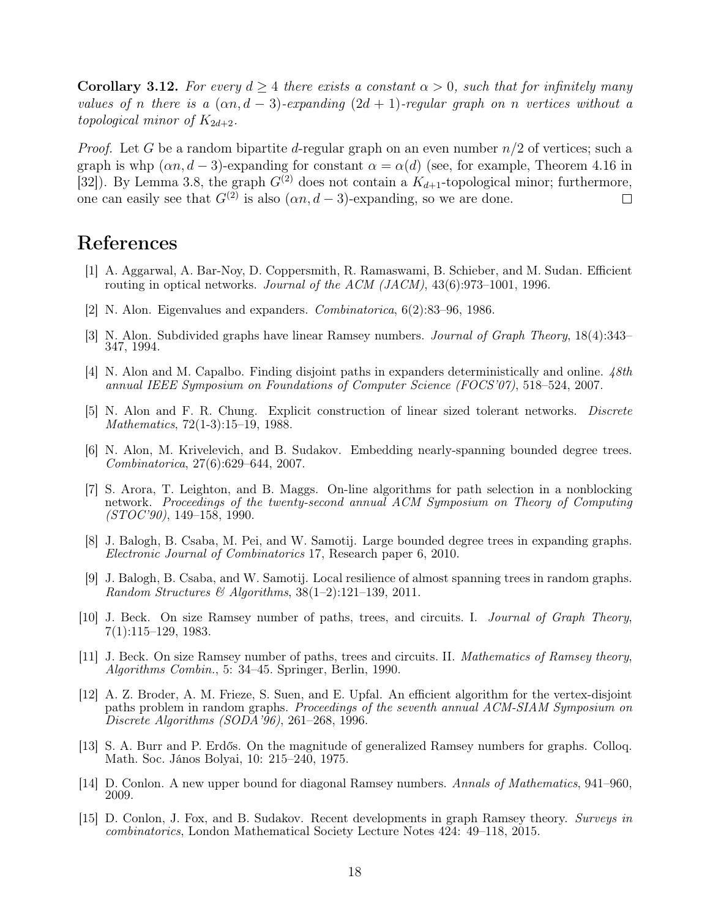**Corollary 3.12.** *For every $d \geq 4$ there exists a constant $\alpha > 0$, such that for infinitely many values of $n$ there is a $(\alpha n, d-3)$-expanding $(2d+1)$-regular graph on $n$ vertices without a topological minor of $K_{2d+2}$.*

*Proof.* Let $G$ be a random bipartite $d$-regular graph on an even number $n/2$ of vertices; such a graph is whp $(\alpha n, d-3)$-expanding for constant $\alpha = \alpha(d)$ (see, for example, Theorem 4.16 in [32]). By Lemma 3.8, the graph $G^{(2)}$ does not contain a $K_{d+1}$-topological minor; furthermore, one can easily see that $G^{(2)}$ is also $(\alpha n, d-3)$-expanding, so we are done. □

# References

[1] A. Aggarwal, A. Bar-Noy, D. Coppersmith, R. Ramaswami, B. Schieber, and M. Sudan. Efficient routing in optical networks. *Journal of the ACM (JACM)*, 43(6):973–1001, 1996.

[2] N. Alon. Eigenvalues and expanders. *Combinatorica*, 6(2):83–96, 1986.

[3] N. Alon. Subdivided graphs have linear Ramsey numbers. *Journal of Graph Theory*, 18(4):343–347, 1994.

[4] N. Alon and M. Capalbo. Finding disjoint paths in expanders deterministically and online. *48th annual IEEE Symposium on Foundations of Computer Science (FOCS'07)*, 518–524, 2007.

[5] N. Alon and F. R. Chung. Explicit construction of linear sized tolerant networks. *Discrete Mathematics*, 72(1-3):15–19, 1988.

[6] N. Alon, M. Krivelevich, and B. Sudakov. Embedding nearly-spanning bounded degree trees. *Combinatorica*, 27(6):629–644, 2007.

[7] S. Arora, T. Leighton, and B. Maggs. On-line algorithms for path selection in a nonblocking network. *Proceedings of the twenty-second annual ACM Symposium on Theory of Computing (STOC'90)*, 149–158, 1990.

[8] J. Balogh, B. Csaba, M. Pei, and W. Samotij. Large bounded degree trees in expanding graphs. *Electronic Journal of Combinatorics* 17, Research paper 6, 2010.

[9] J. Balogh, B. Csaba, and W. Samotij. Local resilience of almost spanning trees in random graphs. *Random Structures & Algorithms*, 38(1–2):121–139, 2011.

[10] J. Beck. On size Ramsey number of paths, trees, and circuits. I. *Journal of Graph Theory*, 7(1):115–129, 1983.

[11] J. Beck. On size Ramsey number of paths, trees and circuits. II. *Mathematics of Ramsey theory, Algorithms Combin.*, 5: 34–45. Springer, Berlin, 1990.

[12] A. Z. Broder, A. M. Frieze, S. Suen, and E. Upfal. An efficient algorithm for the vertex-disjoint paths problem in random graphs. *Proceedings of the seventh annual ACM-SIAM Symposium on Discrete Algorithms (SODA'96)*, 261–268, 1996.

[13] S. A. Burr and P. Erdős. On the magnitude of generalized Ramsey numbers for graphs. Colloq. Math. Soc. János Bolyai, 10: 215–240, 1975.

[14] D. Conlon. A new upper bound for diagonal Ramsey numbers. *Annals of Mathematics*, 941–960, 2009.

[15] D. Conlon, J. Fox, and B. Sudakov. Recent developments in graph Ramsey theory. *Surveys in combinatorics*, London Mathematical Society Lecture Notes 424: 49–118, 2015.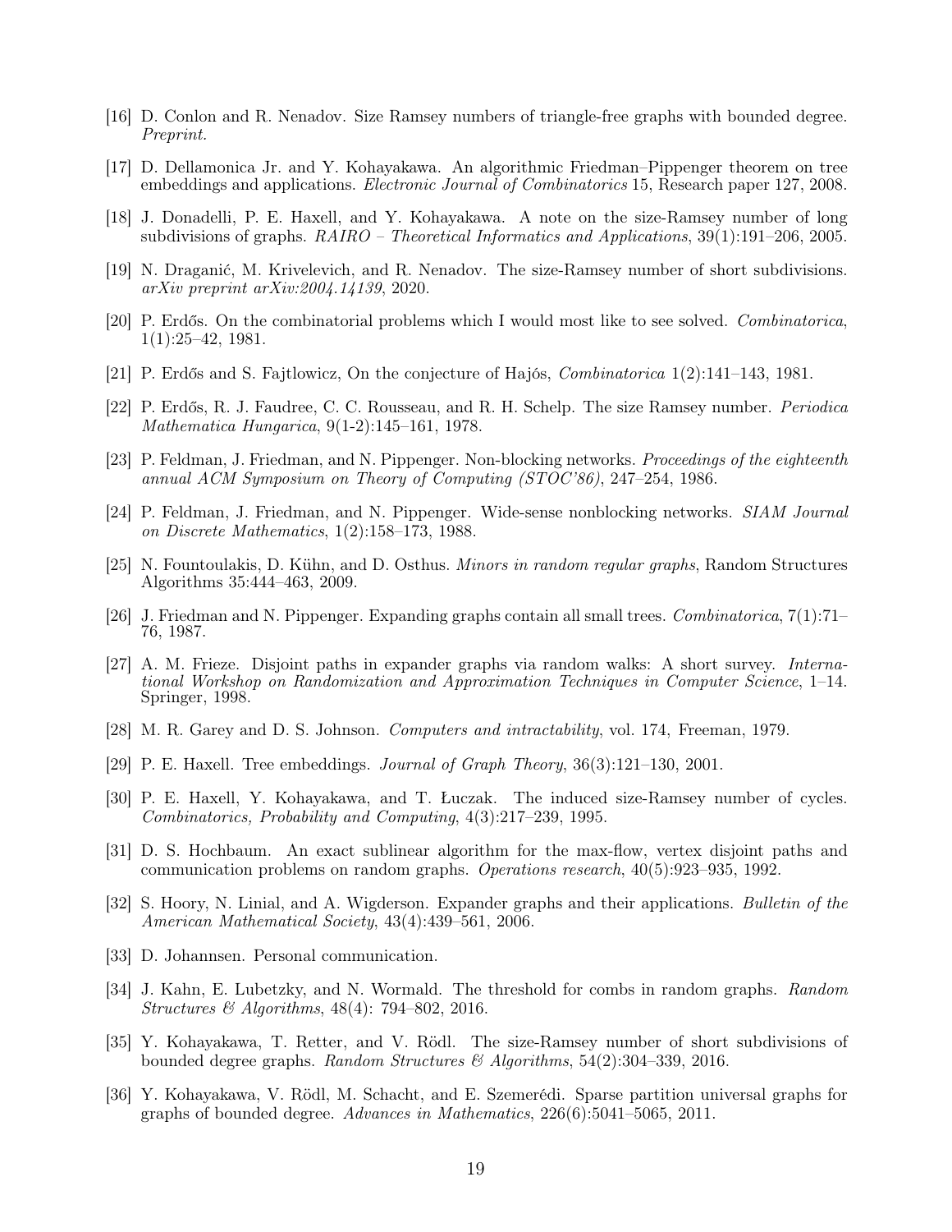[16] D. Conlon and R. Nenadov. Size Ramsey numbers of triangle-free graphs with bounded degree. *Preprint.*

[17] D. Dellamonica Jr. and Y. Kohayakawa. An algorithmic Friedman–Pippenger theorem on tree embeddings and applications. *Electronic Journal of Combinatorics* 15, Research paper 127, 2008.

[18] J. Donadelli, P. E. Haxell, and Y. Kohayakawa. A note on the size-Ramsey number of long subdivisions of graphs. *RAIRO – Theoretical Informatics and Applications*, 39(1):191–206, 2005.

[19] N. Draganić, M. Krivelevich, and R. Nenadov. The size-Ramsey number of short subdivisions. *arXiv preprint arXiv:2004.14139*, 2020.

[20] P. Erdős. On the combinatorial problems which I would most like to see solved. *Combinatorica*, 1(1):25–42, 1981.

[21] P. Erdős and S. Fajtlowicz, On the conjecture of Hajós, *Combinatorica* 1(2):141–143, 1981.

[22] P. Erdős, R. J. Faudree, C. C. Rousseau, and R. H. Schelp. The size Ramsey number. *Periodica Mathematica Hungarica*, 9(1-2):145–161, 1978.

[23] P. Feldman, J. Friedman, and N. Pippenger. Non-blocking networks. *Proceedings of the eighteenth annual ACM Symposium on Theory of Computing (STOC'86)*, 247–254, 1986.

[24] P. Feldman, J. Friedman, and N. Pippenger. Wide-sense nonblocking networks. *SIAM Journal on Discrete Mathematics*, 1(2):158–173, 1988.

[25] N. Fountoulakis, D. Kühn, and D. Osthus. *Minors in random regular graphs*, Random Structures Algorithms 35:444–463, 2009.

[26] J. Friedman and N. Pippenger. Expanding graphs contain all small trees. *Combinatorica*, 7(1):71–76, 1987.

[27] A. M. Frieze. Disjoint paths in expander graphs via random walks: A short survey. *International Workshop on Randomization and Approximation Techniques in Computer Science*, 1–14. Springer, 1998.

[28] M. R. Garey and D. S. Johnson. *Computers and intractability*, vol. 174, Freeman, 1979.

[29] P. E. Haxell. Tree embeddings. *Journal of Graph Theory*, 36(3):121–130, 2001.

[30] P. E. Haxell, Y. Kohayakawa, and T. Łuczak. The induced size-Ramsey number of cycles. *Combinatorics, Probability and Computing*, 4(3):217–239, 1995.

[31] D. S. Hochbaum. An exact sublinear algorithm for the max-flow, vertex disjoint paths and communication problems on random graphs. *Operations research*, 40(5):923–935, 1992.

[32] S. Hoory, N. Linial, and A. Wigderson. Expander graphs and their applications. *Bulletin of the American Mathematical Society*, 43(4):439–561, 2006.

[33] D. Johannsen. Personal communication.

[34] J. Kahn, E. Lubetzky, and N. Wormald. The threshold for combs in random graphs. *Random Structures & Algorithms*, 48(4): 794–802, 2016.

[35] Y. Kohayakawa, T. Retter, and V. Rödl. The size-Ramsey number of short subdivisions of bounded degree graphs. *Random Structures & Algorithms*, 54(2):304–339, 2016.

[36] Y. Kohayakawa, V. Rödl, M. Schacht, and E. Szemerédi. Sparse partition universal graphs for graphs of bounded degree. *Advances in Mathematics*, 226(6):5041–5065, 2011.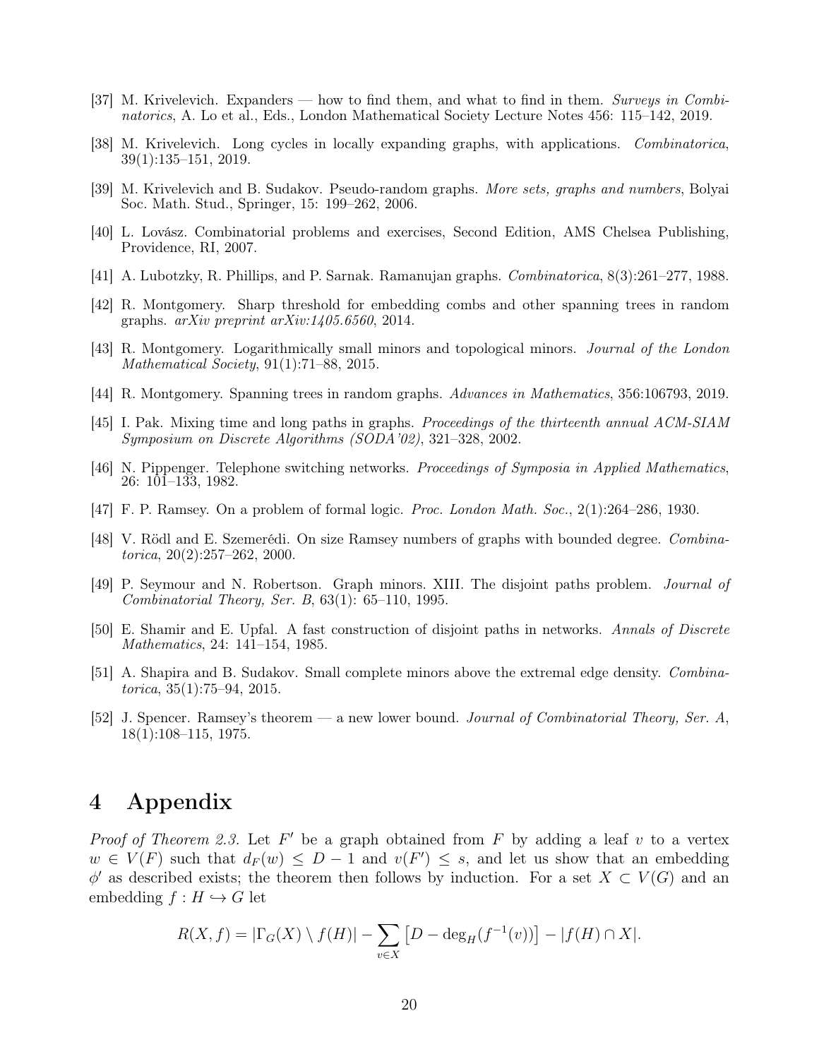[37] M. Krivelevich. Expanders — how to find them, and what to find in them. *Surveys in Combinatorics*, A. Lo et al., Eds., London Mathematical Society Lecture Notes 456: 115–142, 2019.

[38] M. Krivelevich. Long cycles in locally expanding graphs, with applications. *Combinatorica*, 39(1):135–151, 2019.

[39] M. Krivelevich and B. Sudakov. Pseudo-random graphs. *More sets, graphs and numbers*, Bolyai Soc. Math. Stud., Springer, 15: 199–262, 2006.

[40] L. Lovász. Combinatorial problems and exercises, Second Edition, AMS Chelsea Publishing, Providence, RI, 2007.

[41] A. Lubotzky, R. Phillips, and P. Sarnak. Ramanujan graphs. *Combinatorica*, 8(3):261–277, 1988.

[42] R. Montgomery. Sharp threshold for embedding combs and other spanning trees in random graphs. *arXiv preprint arXiv:1405.6560*, 2014.

[43] R. Montgomery. Logarithmically small minors and topological minors. *Journal of the London Mathematical Society*, 91(1):71–88, 2015.

[44] R. Montgomery. Spanning trees in random graphs. *Advances in Mathematics*, 356:106793, 2019.

[45] I. Pak. Mixing time and long paths in graphs. *Proceedings of the thirteenth annual ACM-SIAM Symposium on Discrete Algorithms (SODA'02)*, 321–328, 2002.

[46] N. Pippenger. Telephone switching networks. *Proceedings of Symposia in Applied Mathematics*, 26: 101–133, 1982.

[47] F. P. Ramsey. On a problem of formal logic. *Proc. London Math. Soc.*, 2(1):264–286, 1930.

[48] V. Rödl and E. Szemerédi. On size Ramsey numbers of graphs with bounded degree. *Combinatorica*, 20(2):257–262, 2000.

[49] P. Seymour and N. Robertson. Graph minors. XIII. The disjoint paths problem. *Journal of Combinatorial Theory, Ser. B*, 63(1): 65–110, 1995.

[50] E. Shamir and E. Upfal. A fast construction of disjoint paths in networks. *Annals of Discrete Mathematics*, 24: 141–154, 1985.

[51] A. Shapira and B. Sudakov. Small complete minors above the extremal edge density. *Combinatorica*, 35(1):75–94, 2015.

[52] J. Spencer. Ramsey's theorem — a new lower bound. *Journal of Combinatorial Theory, Ser. A*, 18(1):108–115, 1975.

# 4 Appendix

*Proof of Theorem 2.3.* Let $F'$ be a graph obtained from $F$ by adding a leaf $v$ to a vertex $w \in V(F)$ such that $d_F(w) \leq D-1$ and $v(F') \leq s$, and let us show that an embedding $\phi'$ as described exists; the theorem then follows by induction. For a set $X \subset V(G)$ and an embedding $f : H \hookrightarrow G$ let

$$R(X, f) = |\Gamma_G(X) \setminus f(H)| - \sum_{v \in X} \left[D - \deg_H(f^{-1}(v))\right] - |f(H) \cap X|.$$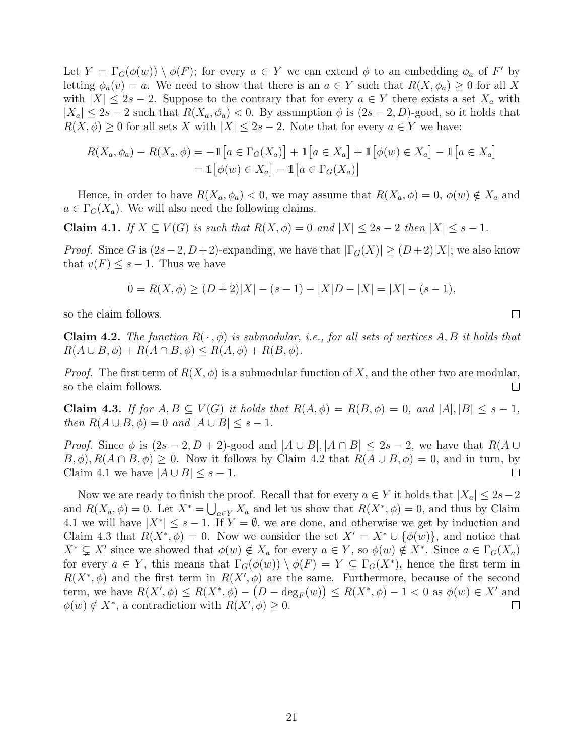Let $Y = \Gamma_G(\phi(w)) \setminus \phi(F)$; for every $a \in Y$ we can extend $\phi$ to an embedding $\phi_a$ of $F'$ by letting $\phi_a(v) = a$. We need to show that there is an $a \in Y$ such that $R(X, \phi_a) \geq 0$ for all $X$ with $|X| \leq 2s - 2$. Suppose to the contrary that for every $a \in Y$ there exists a set $X_a$ with $|X_a| \leq 2s - 2$ such that $R(X_a, \phi_a) < 0$. By assumption $\phi$ is $(2s-2, D)$-good, so it holds that $R(X, \phi) \geq 0$ for all sets $X$ with $|X| \leq 2s - 2$. Note that for every $a \in Y$ we have:

$$
\begin{aligned}
R(X_a, \phi_a) - R(X_a, \phi) &= -\mathbb{1}\big[a \in \Gamma_G(X_a)\big] + \mathbb{1}\big[a \in X_a\big] + \mathbb{1}\big[\phi(w) \in X_a\big] - \mathbb{1}\big[a \in X_a\big] \\
&= \mathbb{1}\big[\phi(w) \in X_a\big] - \mathbb{1}\big[a \in \Gamma_G(X_a)\big]
\end{aligned}
$$

Hence, in order to have $R(X_a, \phi_a) < 0$, we may assume that $R(X_a, \phi) = 0$, $\phi(w) \notin X_a$ and $a \in \Gamma_G(X_a)$. We will also need the following claims.

**Claim 4.1.** *If $X \subseteq V(G)$ is such that $R(X, \phi) = 0$ and $|X| \leq 2s - 2$ then $|X| \leq s - 1$.*

*Proof.* Since $G$ is $(2s-2, D+2)$-expanding, we have that $|\Gamma_G(X)| \geq (D+2)|X|$; we also know that $v(F) \leq s - 1$. Thus we have

$$0 = R(X, \phi) \geq (D+2)|X| - (s-1) - |X|D - |X| = |X| - (s-1),$$

so the claim follows. □

**Claim 4.2.** *The function $R(\,\cdot\,, \phi)$ is submodular, i.e., for all sets of vertices $A, B$ it holds that $R(A \cup B, \phi) + R(A \cap B, \phi) \leq R(A, \phi) + R(B, \phi)$.*

*Proof.* The first term of $R(X, \phi)$ is a submodular function of $X$, and the other two are modular, so the claim follows. □

**Claim 4.3.** *If for $A, B \subseteq V(G)$ it holds that $R(A, \phi) = R(B, \phi) = 0$, and $|A|, |B| \leq s - 1$, then $R(A \cup B, \phi) = 0$ and $|A \cup B| \leq s - 1$.*

*Proof.* Since $\phi$ is $(2s-2, D+2)$-good and $|A \cup B|, |A \cap B| \leq 2s - 2$, we have that $R(A \cup B, \phi), R(A \cap B, \phi) \geq 0$. Now it follows by Claim 4.2 that $R(A \cup B, \phi) = 0$, and in turn, by Claim 4.1 we have $|A \cup B| \leq s - 1$. □

Now we are ready to finish the proof. Recall that for every $a \in Y$ it holds that $|X_a| \leq 2s-2$ and $R(X_a, \phi) = 0$. Let $X^* = \bigcup_{a \in Y} X_a$ and let us show that $R(X^*, \phi) = 0$, and thus by Claim 4.1 we will have $|X^*| \leq s - 1$. If $Y = \emptyset$, we are done, and otherwise we get by induction and Claim 4.3 that $R(X^*, \phi) = 0$. Now we consider the set $X' = X^* \cup \{\phi(w)\}$, and notice that $X^* \subsetneq X'$ since we showed that $\phi(w) \notin X_a$ for every $a \in Y$, so $\phi(w) \notin X^*$. Since $a \in \Gamma_G(X_a)$ for every $a \in Y$, this means that $\Gamma_G(\phi(w)) \setminus \phi(F) = Y \subseteq \Gamma_G(X^*)$, hence the first term in $R(X^*, \phi)$ and the first term in $R(X', \phi)$ are the same. Furthermore, because of the second term, we have $R(X', \phi) \leq R(X^*, \phi) - \big(D - \deg_F(w)\big) \leq R(X^*, \phi) - 1 < 0$ as $\phi(w) \in X'$ and $\phi(w) \notin X^*$, a contradiction with $R(X', \phi) \geq 0$. □